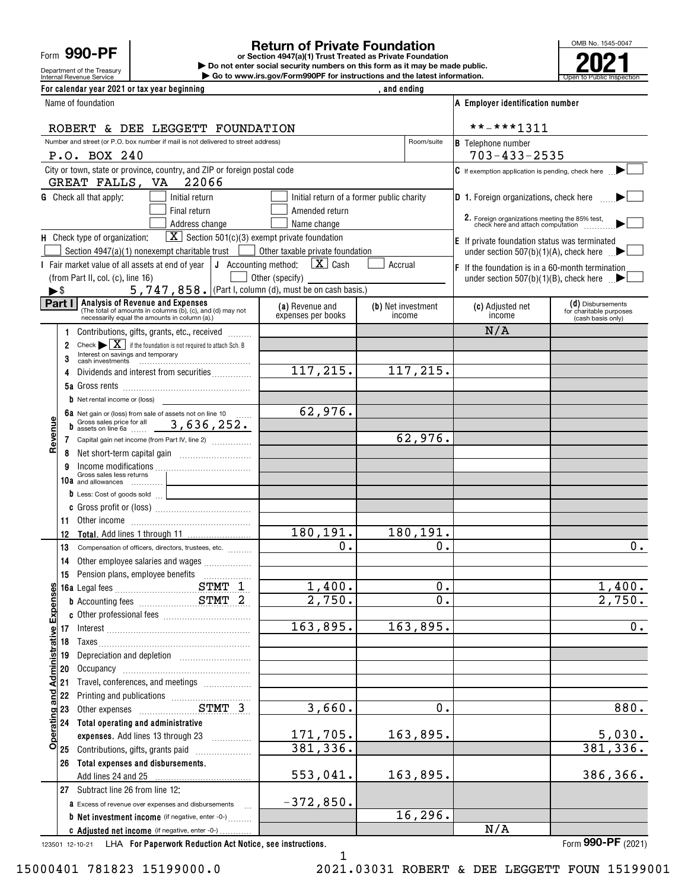Form **990-PF**

Department of the Treasury
Internal Revenue Service

# Return of Private Foundation

**or Section 4947(a)(1) Trust Treated as Private Foundation**

▶ Do not enter social security numbers on this form as it may be made public.

▶ Go to www.irs.gov/Form990PF for instructions and the latest information.

OMB No. 1545-0047

**2021**

Open to Public Inspection

For calendar year 2021 or tax year beginning , and ending

Name of foundation: ROBERT & DEE LEGGETT FOUNDATION

A Employer identification number: **-***1311

Number and street (or P.O. box number if mail is not delivered to street address): P.O. BOX 240

Room/suite:

B Telephone number: 703-433-2535

City or town, state or province, country, and ZIP or foreign postal code: GREAT FALLS, VA 22066

C If exemption application is pending, check here ☐

G Check all that apply: ☐ Initial return ☐ Initial return of a former public charity ☐ Final return ☐ Amended return ☐ Address change ☐ Name change

D 1. Foreign organizations, check here ☐

2. Foreign organizations meeting the 85% test, check here and attach computation ☐

H Check type of organization: ☒ Section 501(c)(3) exempt private foundation ☐ Section 4947(a)(1) nonexempt charitable trust ☐ Other taxable private foundation

E If private foundation status was terminated under section 507(b)(1)(A), check here ☐

I Fair market value of all assets at end of year (from Part II, col. (c), line 16) ▶$ 5,747,858.

J Accounting method: ☒ Cash ☐ Accrual ☐ Other (specify) (Part I, column (d), must be on cash basis.)

F If the foundation is in a 60-month termination under section 507(b)(1)(B), check here ☐

**Part I Analysis of Revenue and Expenses** (The total of amounts in columns (b), (c), and (d) may not necessarily equal the amounts in column (a).)

| | Line | (a) Revenue and expenses per books | (b) Net investment income | (c) Adjusted net income | (d) Disbursements for charitable purposes (cash basis only) |
|---|---|---|---|---|---|
| Revenue | 1 Contributions, gifts, grants, etc., received | | | N/A | |
| | 2 Check ▶ ☒ if the foundation is not required to attach Sch. B | | | | |
| | 3 Interest on savings and temporary cash investments | | | | |
| | 4 Dividends and interest from securities | 117,215. | 117,215. | | |
| | 5a Gross rents | | | | |
| | b Net rental income or (loss) | | | | |
| | 6a Net gain or (loss) from sale of assets not on line 10 | 62,976. | | | |
| | b Gross sales price for all assets on line 6a 3,636,252. | | | | |
| | 7 Capital gain net income (from Part IV, line 2) | | 62,976. | | |
| | 8 Net short-term capital gain | | | | |
| | 9 Income modifications | | | | |
| | 10a Gross sales less returns and allowances | | | | |
| | b Less: Cost of goods sold | | | | |
| | c Gross profit or (loss) | | | | |
| | 11 Other income | | | | |
| | 12 **Total.** Add lines 1 through 11 | 180,191. | 180,191. | | |
| Operating and Administrative Expenses | 13 Compensation of officers, directors, trustees, etc. | 0. | 0. | | 0. |
| | 14 Other employee salaries and wages | | | | |
| | 15 Pension plans, employee benefits | | | | |
| | 16a Legal fees STMT 1 | 1,400. | 0. | | 1,400. |
| | b Accounting fees STMT 2 | 2,750. | 0. | | 2,750. |
| | c Other professional fees | | | | |
| | 17 Interest | 163,895. | 163,895. | | 0. |
| | 18 Taxes | | | | |
| | 19 Depreciation and depletion | | | | |
| | 20 Occupancy | | | | |
| | 21 Travel, conferences, and meetings | | | | |
| | 22 Printing and publications | | | | |
| | 23 Other expenses STMT 3 | 3,660. | 0. | | 880. |
| | 24 **Total operating and administrative expenses.** Add lines 13 through 23 | 171,705. | 163,895. | | 5,030. |
| | 25 Contributions, gifts, grants paid | 381,336. | | | 381,336. |
| | 26 **Total expenses and disbursements.** Add lines 24 and 25 | 553,041. | 163,895. | | 386,366. |
| | 27 Subtract line 26 from line 12: | | | | |
| | a Excess of revenue over expenses and disbursements | -372,850. | | | |
| | b **Net investment income** (if negative, enter -0-) | | 16,296. | | |
| | c **Adjusted net income** (if negative, enter -0-) | | | N/A | |

123501 12-10-21 LHA **For Paperwork Reduction Act Notice, see instructions.** Form **990-PF** (2021)

15000401 781823 15199000.0 2021.03031 ROBERT & DEE LEGGETT FOUN 15199001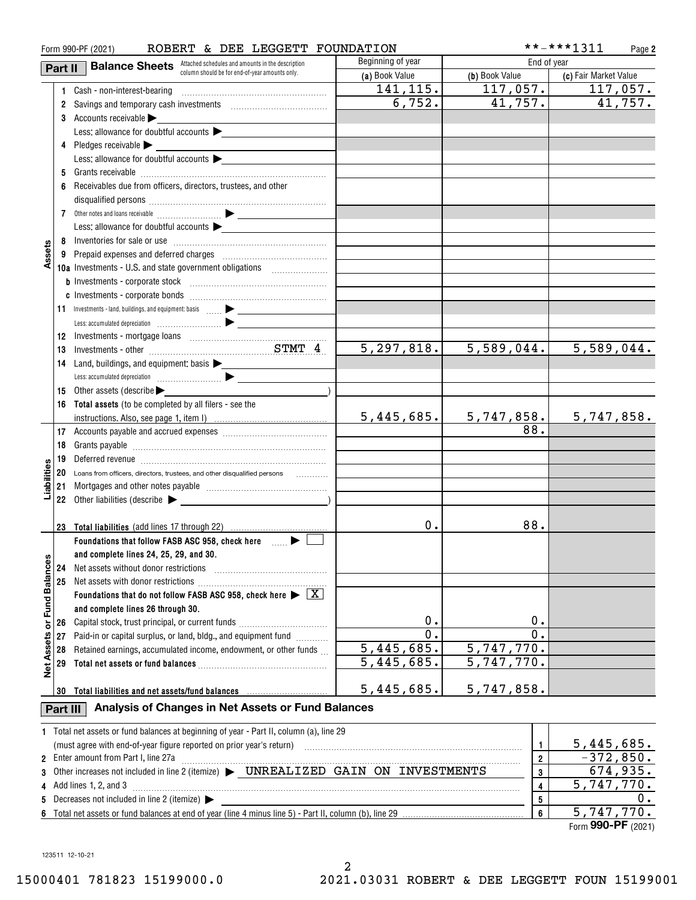Form 990-PF (2021) ROBERT & DEE LEGGETT FOUNDATION **-***1311 Page 2

## Part II Balance Sheets

Attached schedules and amounts in the description column should be for end-of-year amounts only.

| | | Beginning of year (a) Book Value | End of year (b) Book Value | End of year (c) Fair Market Value |
|---|---|---|---|---|
| **Assets** | 1 Cash - non-interest-bearing | 141,115. | 117,057. | 117,057. |
| | 2 Savings and temporary cash investments | 6,752. | 41,757. | 41,757. |
| | 3 Accounts receivable ▶ | | | |
| | Less: allowance for doubtful accounts ▶ | | | |
| | 4 Pledges receivable ▶ | | | |
| | Less: allowance for doubtful accounts ▶ | | | |
| | 5 Grants receivable | | | |
| | 6 Receivables due from officers, directors, trustees, and other disqualified persons | | | |
| | 7 Other notes and loans receivable ▶ | | | |
| | Less: allowance for doubtful accounts ▶ | | | |
| | 8 Inventories for sale or use | | | |
| | 9 Prepaid expenses and deferred charges | | | |
| | 10a Investments - U.S. and state government obligations | | | |
| | b Investments - corporate stock | | | |
| | c Investments - corporate bonds | | | |
| | 11 Investments - land, buildings, and equipment: basis ▶ | | | |
| | Less: accumulated depreciation ▶ | | | |
| | 12 Investments - mortgage loans | | | |
| | 13 Investments - other STMT 4 | 5,297,818. | 5,589,044. | 5,589,044. |
| | 14 Land, buildings, and equipment: basis ▶ | | | |
| | Less: accumulated depreciation ▶ | | | |
| | 15 Other assets (describe ▶ ) | | | |
| | 16 **Total assets** (to be completed by all filers - see the instructions. Also, see page 1, item I) | 5,445,685. | 5,747,858. | 5,747,858. |
| **Liabilities** | 17 Accounts payable and accrued expenses | | 88. | |
| | 18 Grants payable | | | |
| | 19 Deferred revenue | | | |
| | 20 Loans from officers, directors, trustees, and other disqualified persons | | | |
| | 21 Mortgages and other notes payable | | | |
| | 22 Other liabilities (describe ▶ ) | | | |
| | 23 **Total liabilities** (add lines 17 through 22) | 0. | 88. | |
| **Net Assets or Fund Balances** | **Foundations that follow FASB ASC 958, check here** ▶ ☐ **and complete lines 24, 25, 29, and 30.** | | | |
| | 24 Net assets without donor restrictions | | | |
| | 25 Net assets with donor restrictions | | | |
| | **Foundations that do not follow FASB ASC 958, check here** ▶ [X] **and complete lines 26 through 30.** | | | |
| | 26 Capital stock, trust principal, or current funds | 0. | 0. | |
| | 27 Paid-in or capital surplus, or land, bldg., and equipment fund | 0. | 0. | |
| | 28 Retained earnings, accumulated income, endowment, or other funds | 5,445,685. | 5,747,770. | |
| | 29 **Total net assets or fund balances** | 5,445,685. | 5,747,770. | |
| | 30 **Total liabilities and net assets/fund balances** | 5,445,685. | 5,747,858. | |

## Part III Analysis of Changes in Net Assets or Fund Balances

| | | | |
|---|---|---|---|
| 1 | Total net assets or fund balances at beginning of year - Part II, column (a), line 29 (must agree with end-of-year figure reported on prior year's return) | 1 | 5,445,685. |
| 2 | Enter amount from Part I, line 27a | 2 | -372,850. |
| 3 | Other increases not included in line 2 (itemize) ▶ UNREALIZED GAIN ON INVESTMENTS | 3 | 674,935. |
| 4 | Add lines 1, 2, and 3 | 4 | 5,747,770. |
| 5 | Decreases not included in line 2 (itemize) ▶ | 5 | 0. |
| 6 | Total net assets or fund balances at end of year (line 4 minus line 5) - Part II, column (b), line 29 | 6 | 5,747,770. |

Form **990-PF** (2021)

123511 12-10-21

15000401 781823 15199000.0 2021.03031 ROBERT & DEE LEGGETT FOUN 15199001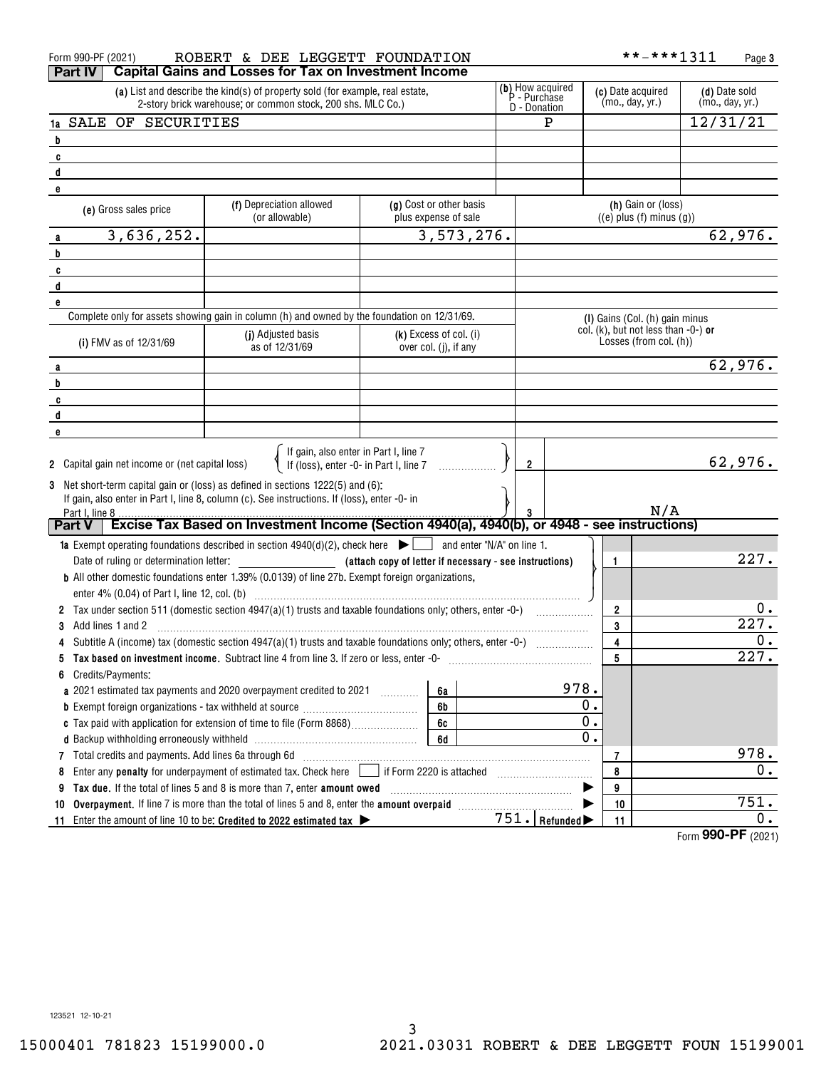Form 990-PF (2021) ROBERT & DEE LEGGETT FOUNDATION **-***1311 Page 3

## Part IV Capital Gains and Losses for Tax on Investment Income

| | (a) List and describe the kind(s) of property sold (for example, real estate, 2-story brick warehouse; or common stock, 200 shs. MLC Co.) | (b) How acquired P - Purchase D - Donation | (c) Date acquired (mo., day, yr.) | (d) Date sold (mo., day, yr.) |
|---|---|---|---|---|
| 1a | SALE OF SECURITIES | P | | 12/31/21 |
| b | | | | |
| c | | | | |
| d | | | | |
| e | | | | |

| | (e) Gross sales price | (f) Depreciation allowed (or allowable) | (g) Cost or other basis plus expense of sale | (h) Gain or (loss) ((e) plus (f) minus (g)) |
|---|---|---|---|---|
| a | 3,636,252. | | 3,573,276. | 62,976. |
| b | | | | |
| c | | | | |
| d | | | | |
| e | | | | |

Complete only for assets showing gain in column (h) and owned by the foundation on 12/31/69.

| | (i) FMV as of 12/31/69 | (j) Adjusted basis as of 12/31/69 | (k) Excess of col. (i) over col. (j), if any | (l) Gains (Col. (h) gain minus col. (k), but not less than -0-) or Losses (from col. (h)) |
|---|---|---|---|---|
| a | | | | 62,976. |
| b | | | | |
| c | | | | |
| d | | | | |
| e | | | | |

2 Capital gain net income or (net capital loss) { If gain, also enter in Part I, line 7; If (loss), enter -0- in Part I, line 7 } — **2** — 62,976.

3 Net short-term capital gain or (loss) as defined in sections 1222(5) and (6): If gain, also enter in Part I, line 8, column (c). See instructions. If (loss), enter -0- in Part I, line 8 — **3** — N/A

## Part V Excise Tax Based on Investment Income (Section 4940(a), 4940(b), or 4948 - see instructions)

| | | | |
|---|---|---|---|
| **1a** Exempt operating foundations described in section 4940(d)(2), check here ▶ ☐ and enter "N/A" on line 1. Date of ruling or determination letter: ______ (attach copy of letter if necessary - see instructions) | | 1 | 227. |
| **b** All other domestic foundations enter 1.39% (0.0139) of line 27b. Exempt foreign organizations, enter 4% (0.04) of Part I, line 12, col. (b) | | | |
| **2** Tax under section 511 (domestic section 4947(a)(1) trusts and taxable foundations only; others, enter -0-) | | 2 | 0. |
| **3** Add lines 1 and 2 | | 3 | 227. |
| **4** Subtitle A (income) tax (domestic section 4947(a)(1) trusts and taxable foundations only; others, enter -0-) | | 4 | 0. |
| **5** **Tax based on investment income.** Subtract line 4 from line 3. If zero or less, enter -0- | | 5 | 227. |
| **6** Credits/Payments: | | | |
| **a** 2021 estimated tax payments and 2020 overpayment credited to 2021 | 6a 978. | | |
| **b** Exempt foreign organizations - tax withheld at source | 6b 0. | | |
| **c** Tax paid with application for extension of time to file (Form 8868) | 6c 0. | | |
| **d** Backup withholding erroneously withheld | 6d 0. | | |
| **7** Total credits and payments. Add lines 6a through 6d | | 7 | 978. |
| **8** Enter any **penalty** for underpayment of estimated tax. Check here ☐ if Form 2220 is attached | | 8 | 0. |
| **9** **Tax due.** If the total of lines 5 and 8 is more than 7, enter **amount owed** ▶ | | 9 | |
| **10** **Overpayment.** If line 7 is more than the total of lines 5 and 8, enter the **amount overpaid** ▶ | | 10 | 751. |
| **11** Enter the amount of line 10 to be: **Credited to 2022 estimated tax** ▶ 751. **Refunded** ▶ | | 11 | 0. |

Form **990-PF** (2021)

123521 12-10-21

15000401 781823 15199000.0 2021.03031 ROBERT & DEE LEGGETT FOUN 15199001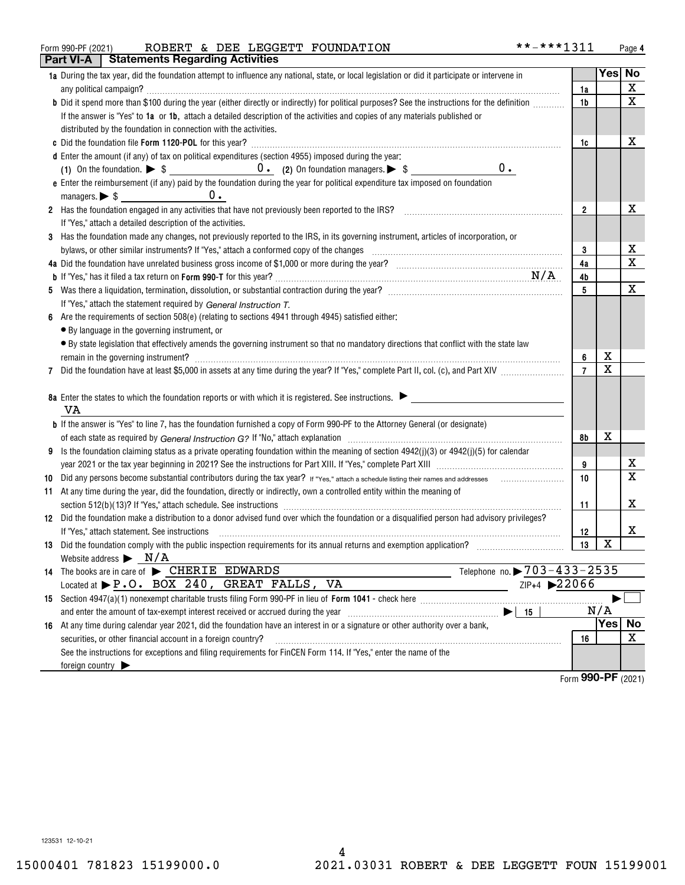Form 990-PF (2021) ROBERT & DEE LEGGETT FOUNDATION **-***1311 Page 4

## Part VI-A Statements Regarding Activities

| | | Line | Yes | No |
|---|---|---|---|---|
| 1a | During the tax year, did the foundation attempt to influence any national, state, or local legislation or did it participate or intervene in any political campaign? | 1a | | X |
| b | Did it spend more than $100 during the year (either directly or indirectly) for political purposes? See the instructions for the definition | 1b | | X |
| | If the answer is "Yes" to **1a** or **1b**, attach a detailed description of the activities and copies of any materials published or distributed by the foundation in connection with the activities. | | | |
| c | Did the foundation file **Form 1120-POL** for this year? | 1c | | X |
| d | Enter the amount (if any) of tax on political expenditures (section 4955) imposed during the year: (1) On the foundation. ▶ $ 0. (2) On foundation managers. ▶ $ 0. | | | |
| e | Enter the reimbursement (if any) paid by the foundation during the year for political expenditure tax imposed on foundation managers. ▶ $ 0. | | | |
| 2 | Has the foundation engaged in any activities that have not previously been reported to the IRS? | 2 | | X |
| | If "Yes," attach a detailed description of the activities. | | | |
| 3 | Has the foundation made any changes, not previously reported to the IRS, in its governing instrument, articles of incorporation, or bylaws, or other similar instruments? If "Yes," attach a conformed copy of the changes | 3 | | X |
| 4a | Did the foundation have unrelated business gross income of $1,000 or more during the year? | 4a | | X |
| b | If "Yes," has it filed a tax return on **Form 990-T** for this year? N/A | 4b | | |
| 5 | Was there a liquidation, termination, dissolution, or substantial contraction during the year? | 5 | | X |
| | If "Yes," attach the statement required by *General Instruction T.* | | | |
| 6 | Are the requirements of section 508(e) (relating to sections 4941 through 4945) satisfied either: • By language in the governing instrument, or • By state legislation that effectively amends the governing instrument so that no mandatory directions that conflict with the state law remain in the governing instrument? | 6 | X | |
| 7 | Did the foundation have at least $5,000 in assets at any time during the year? If "Yes," complete Part II, col. (c), and Part XIV | 7 | X | |
| 8a | Enter the states to which the foundation reports or with which it is registered. See instructions. ▶ VA | | | |
| b | If the answer is "Yes" to line 7, has the foundation furnished a copy of Form 990-PF to the Attorney General (or designate) of each state as required by *General Instruction G?* If "No," attach explanation | 8b | X | |
| 9 | Is the foundation claiming status as a private operating foundation within the meaning of section 4942(j)(3) or 4942(j)(5) for calendar year 2021 or the tax year beginning in 2021? See the instructions for Part XIII. If "Yes," complete Part XIII | 9 | | X |
| 10 | Did any persons become substantial contributors during the tax year? If "Yes," attach a schedule listing their names and addresses | 10 | | X |
| 11 | At any time during the year, did the foundation, directly or indirectly, own a controlled entity within the meaning of section 512(b)(13)? If "Yes," attach schedule. See instructions | 11 | | X |
| 12 | Did the foundation make a distribution to a donor advised fund over which the foundation or a disqualified person had advisory privileges? If "Yes," attach statement. See instructions | 12 | | X |
| 13 | Did the foundation comply with the public inspection requirements for its annual returns and exemption application? | 13 | X | |
| | Website address ▶ N/A | | | |
| 14 | The books are in care of ▶ CHERIE EDWARDS Telephone no. ▶ 703-433-2535 Located at ▶ P.O. BOX 240, GREAT FALLS, VA ZIP+4 ▶ 22066 | | | |
| 15 | Section 4947(a)(1) nonexempt charitable trusts filing Form 990-PF in lieu of **Form 1041** - check here ▶ ☐ and enter the amount of tax-exempt interest received or accrued during the year ▶ 15 N/A | | | |
| 16 | At any time during calendar year 2021, did the foundation have an interest in or a signature or other authority over a bank, securities, or other financial account in a foreign country? | 16 | | X |
| | See the instructions for exceptions and filing requirements for FinCEN Form 114. If "Yes," enter the name of the foreign country ▶ | | | |

Form **990-PF** (2021)

123531 12-10-21

15000401 781823 15199000.0 2021.03031 ROBERT & DEE LEGGETT FOUN 15199001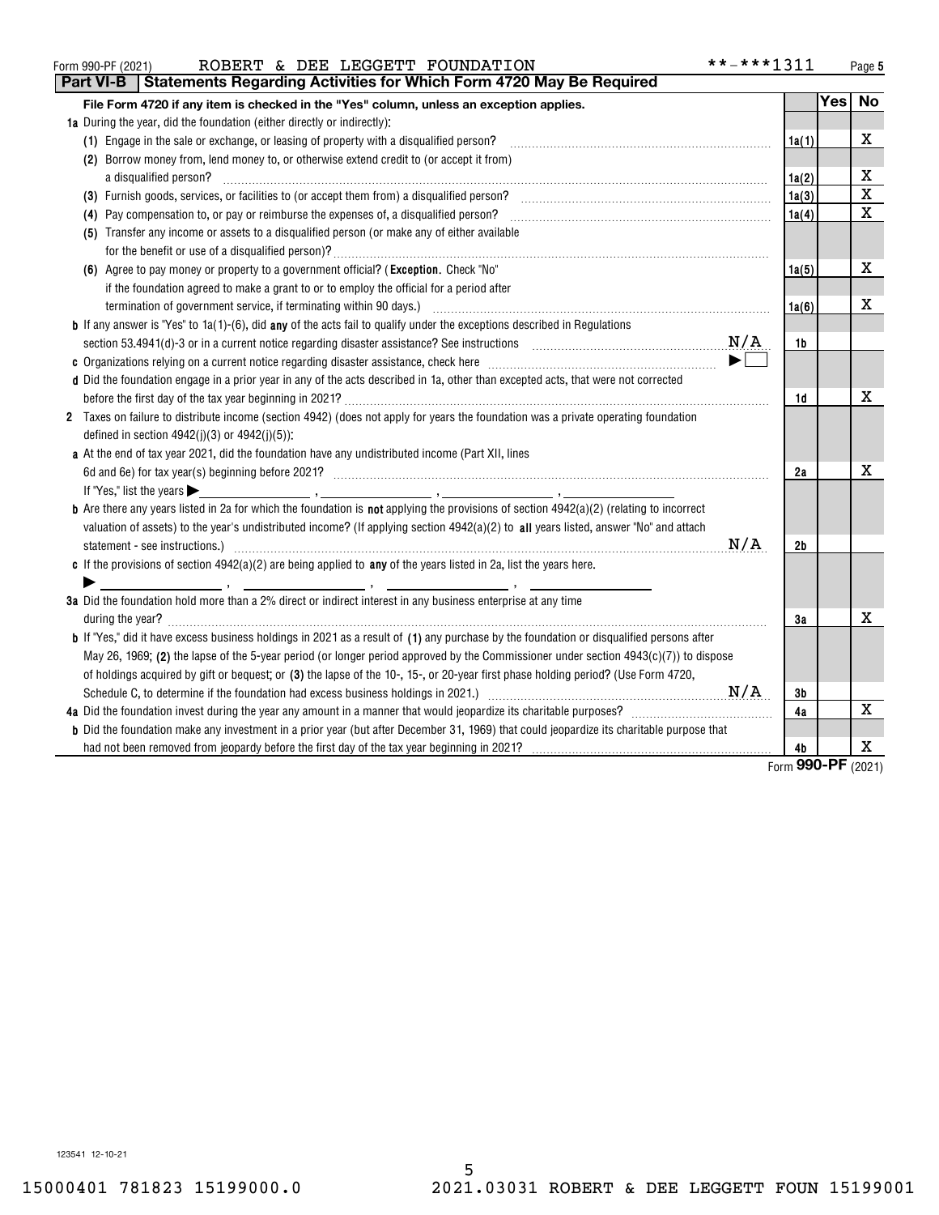Form 990-PF (2021) ROBERT & DEE LEGGETT FOUNDATION **-***1311

## Part VI-B Statements Regarding Activities for Which Form 4720 May Be Required

| | | Yes | No |
|---|---|---|---|
| **File Form 4720 if any item is checked in the "Yes" column, unless an exception applies.** | | | |
| **1a** During the year, did the foundation (either directly or indirectly): | | | |
| (1) Engage in the sale or exchange, or leasing of property with a disqualified person? | 1a(1) | | X |
| (2) Borrow money from, lend money to, or otherwise extend credit to (or accept it from) a disqualified person? | 1a(2) | | X |
| (3) Furnish goods, services, or facilities to (or accept them from) a disqualified person? | 1a(3) | | X |
| (4) Pay compensation to, or pay or reimburse the expenses of, a disqualified person? | 1a(4) | | X |
| (5) Transfer any income or assets to a disqualified person (or make any of either available for the benefit or use of a disqualified person)? | 1a(5) | | X |
| (6) Agree to pay money or property to a government official? (**Exception**. Check "No" if the foundation agreed to make a grant to or to employ the official for a period after termination of government service, if terminating within 90 days.) | 1a(6) | | X |
| **b** If any answer is "Yes" to 1a(1)-(6), did **any** of the acts fail to qualify under the exceptions described in Regulations section 53.4941(d)-3 or in a current notice regarding disaster assistance? See instructions N/A | 1b | | |
| **c** Organizations relying on a current notice regarding disaster assistance, check here ▶ ☐ | | | |
| **d** Did the foundation engage in a prior year in any of the acts described in 1a, other than excepted acts, that were not corrected before the first day of the tax year beginning in 2021? | 1d | | X |
| **2** Taxes on failure to distribute income (section 4942) (does not apply for years the foundation was a private operating foundation defined in section 4942(j)(3) or 4942(j)(5)): | | | |
| **a** At the end of tax year 2021, did the foundation have any undistributed income (Part XII, lines 6d and 6e) for tax year(s) beginning before 2021? | 2a | | X |
| If "Yes," list the years ▶ ______, ______, ______, ______ | | | |
| **b** Are there any years listed in 2a for which the foundation is **not** applying the provisions of section 4942(a)(2) (relating to incorrect valuation of assets) to the year's undistributed income? (If applying section 4942(a)(2) to **all** years listed, answer "No" and attach statement - see instructions.) N/A | 2b | | |
| **c** If the provisions of section 4942(a)(2) are being applied to **any** of the years listed in 2a, list the years here. ▶ ______, ______, ______, ______ | | | |
| **3a** Did the foundation hold more than a 2% direct or indirect interest in any business enterprise at any time during the year? | 3a | | X |
| **b** If "Yes," did it have excess business holdings in 2021 as a result of **(1)** any purchase by the foundation or disqualified persons after May 26, 1969; **(2)** the lapse of the 5-year period (or longer period approved by the Commissioner under section 4943(c)(7)) to dispose of holdings acquired by gift or bequest; or **(3)** the lapse of the 10-, 15-, or 20-year first phase holding period? (Use Form 4720, Schedule C, to determine if the foundation had excess business holdings in 2021.) N/A | 3b | | |
| **4a** Did the foundation invest during the year any amount in a manner that would jeopardize its charitable purposes? | 4a | | X |
| **b** Did the foundation make any investment in a prior year (but after December 31, 1969) that could jeopardize its charitable purpose that had not been removed from jeopardy before the first day of the tax year beginning in 2021? | 4b | | X |

Form **990-PF** (2021)

123541 12-10-21

15000401 781823 15199000.0 2021.03031 ROBERT & DEE LEGGETT FOUN 15199001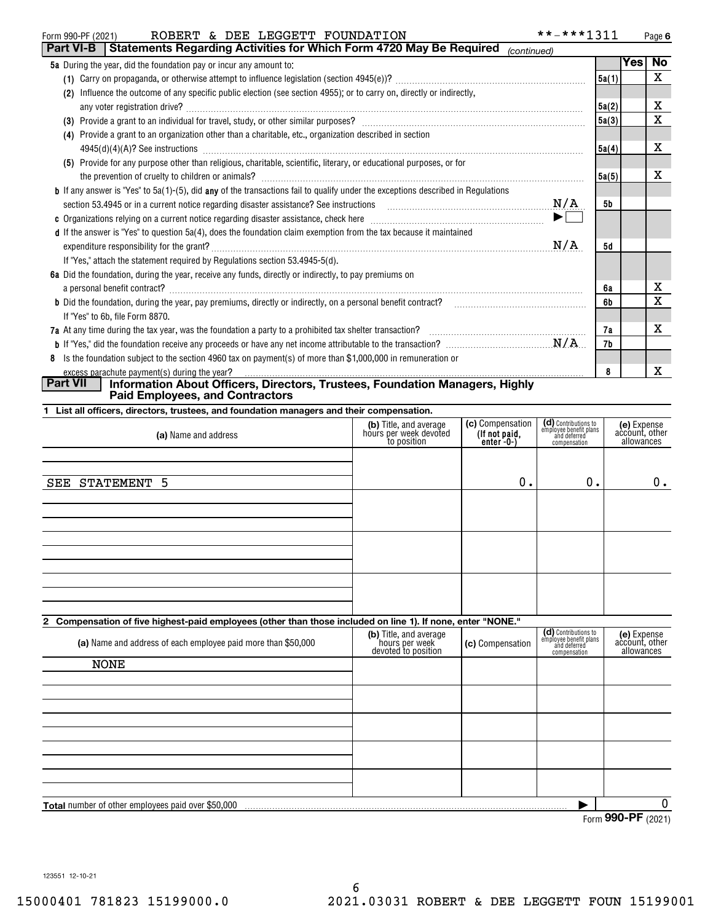Form 990-PF (2021) ROBERT & DEE LEGGETT FOUNDATION **-***1311

## Part VI-B Statements Regarding Activities for Which Form 4720 May Be Required *(continued)*

| | | Yes | No |
|---|---|---|---|
| **5a** During the year, did the foundation pay or incur any amount to: | | | |
| (1) Carry on propaganda, or otherwise attempt to influence legislation (section 4945(e))? | 5a(1) | | X |
| (2) Influence the outcome of any specific public election (see section 4955); or to carry on, directly or indirectly, any voter registration drive? | 5a(2) | | X |
| (3) Provide a grant to an individual for travel, study, or other similar purposes? | 5a(3) | | X |
| (4) Provide a grant to an organization other than a charitable, etc., organization described in section 4945(d)(4)(A)? See instructions | 5a(4) | | X |
| (5) Provide for any purpose other than religious, charitable, scientific, literary, or educational purposes, or for the prevention of cruelty to children or animals? | 5a(5) | | X |
| **b** If any answer is "Yes" to 5a(1)-(5), did **any** of the transactions fail to qualify under the exceptions described in Regulations section 53.4945 or in a current notice regarding disaster assistance? See instructions N/A | 5b | | |
| **c** Organizations relying on a current notice regarding disaster assistance, check here ▶ ☐ | | | |
| **d** If the answer is "Yes" to question 5a(4), does the foundation claim exemption from the tax because it maintained expenditure responsibility for the grant? N/A | 5d | | |
| If "Yes," attach the statement required by Regulations section 53.4945-5(d). | | | |
| **6a** Did the foundation, during the year, receive any funds, directly or indirectly, to pay premiums on a personal benefit contract? | 6a | | X |
| **b** Did the foundation, during the year, pay premiums, directly or indirectly, on a personal benefit contract? | 6b | | X |
| If "Yes" to 6b, file Form 8870. | | | |
| **7a** At any time during the tax year, was the foundation a party to a prohibited tax shelter transaction? | 7a | | X |
| **b** If "Yes," did the foundation receive any proceeds or have any net income attributable to the transaction? N/A | 7b | | |
| **8** Is the foundation subject to the section 4960 tax on payment(s) of more than $1,000,000 in remuneration or excess parachute payment(s) during the year? | 8 | | X |

## Part VII Information About Officers, Directors, Trustees, Foundation Managers, Highly Paid Employees, and Contractors

**1 List all officers, directors, trustees, and foundation managers and their compensation.**

| (a) Name and address | (b) Title, and average hours per week devoted to position | (c) Compensation (If not paid, enter -0-) | (d) Contributions to employee benefit plans and deferred compensation | (e) Expense account, other allowances |
|---|---|---|---|---|
| SEE STATEMENT 5 | | 0. | 0. | 0. |

**2 Compensation of five highest-paid employees (other than those included on line 1). If none, enter "NONE."**

| (a) Name and address of each employee paid more than $50,000 | (b) Title, and average hours per week devoted to position | (c) Compensation | (d) Contributions to employee benefit plans and deferred compensation | (e) Expense account, other allowances |
|---|---|---|---|---|
| NONE | | | | |

**Total** number of other employees paid over $50,000 ▶ 0

Form **990-PF** (2021)

123551 12-10-21

15000401 781823 15199000.0 2021.03031 ROBERT & DEE LEGGETT FOUN 15199001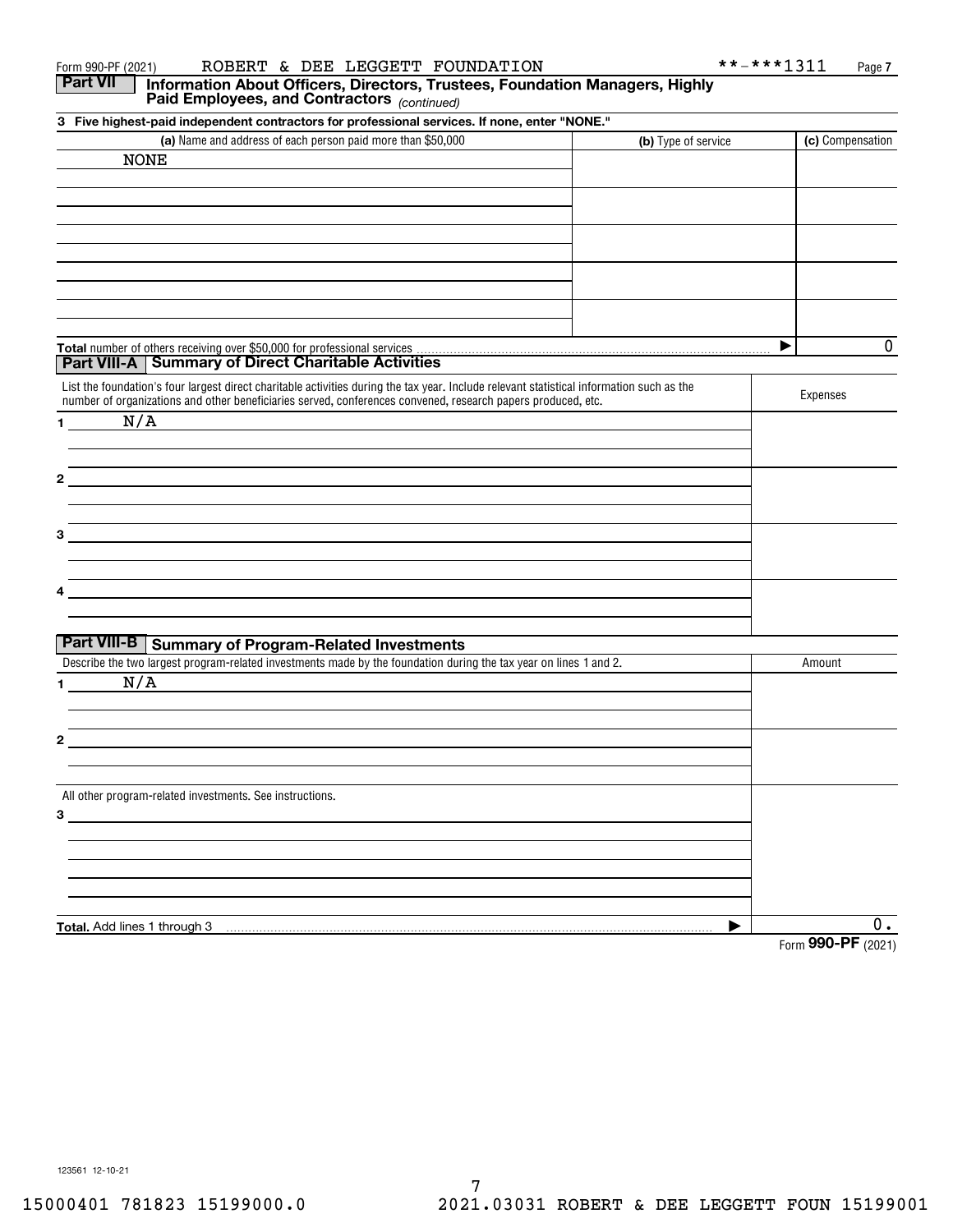Form 990-PF (2021) ROBERT & DEE LEGGETT FOUNDATION **-***1311 Page 7

## Part VII Information About Officers, Directors, Trustees, Foundation Managers, Highly Paid Employees, and Contractors *(continued)*

**3 Five highest-paid independent contractors for professional services. If none, enter "NONE."**

| (a) Name and address of each person paid more than $50,000 | (b) Type of service | (c) Compensation |
|---|---|---|
| NONE | | |
| | | |
| | | |
| | | |
| | | |

**Total** number of others receiving over $50,000 for professional services ▶ 0

## Part VIII-A Summary of Direct Charitable Activities

| List the foundation's four largest direct charitable activities during the tax year. Include relevant statistical information such as the number of organizations and other beneficiaries served, conferences convened, research papers produced, etc. | Expenses |
|---|---|
| 1 N/A | |
| 2 | |
| 3 | |
| 4 | |

## Part VIII-B Summary of Program-Related Investments

| Describe the two largest program-related investments made by the foundation during the tax year on lines 1 and 2. | Amount |
|---|---|
| 1 N/A | |
| 2 | |
| All other program-related investments. See instructions. | |
| 3 | |
| **Total.** Add lines 1 through 3 ▶ | 0. |

Form **990-PF** (2021)

123561 12-10-21

15000401 781823 15199000.0 2021.03031 ROBERT & DEE LEGGETT FOUN 15199001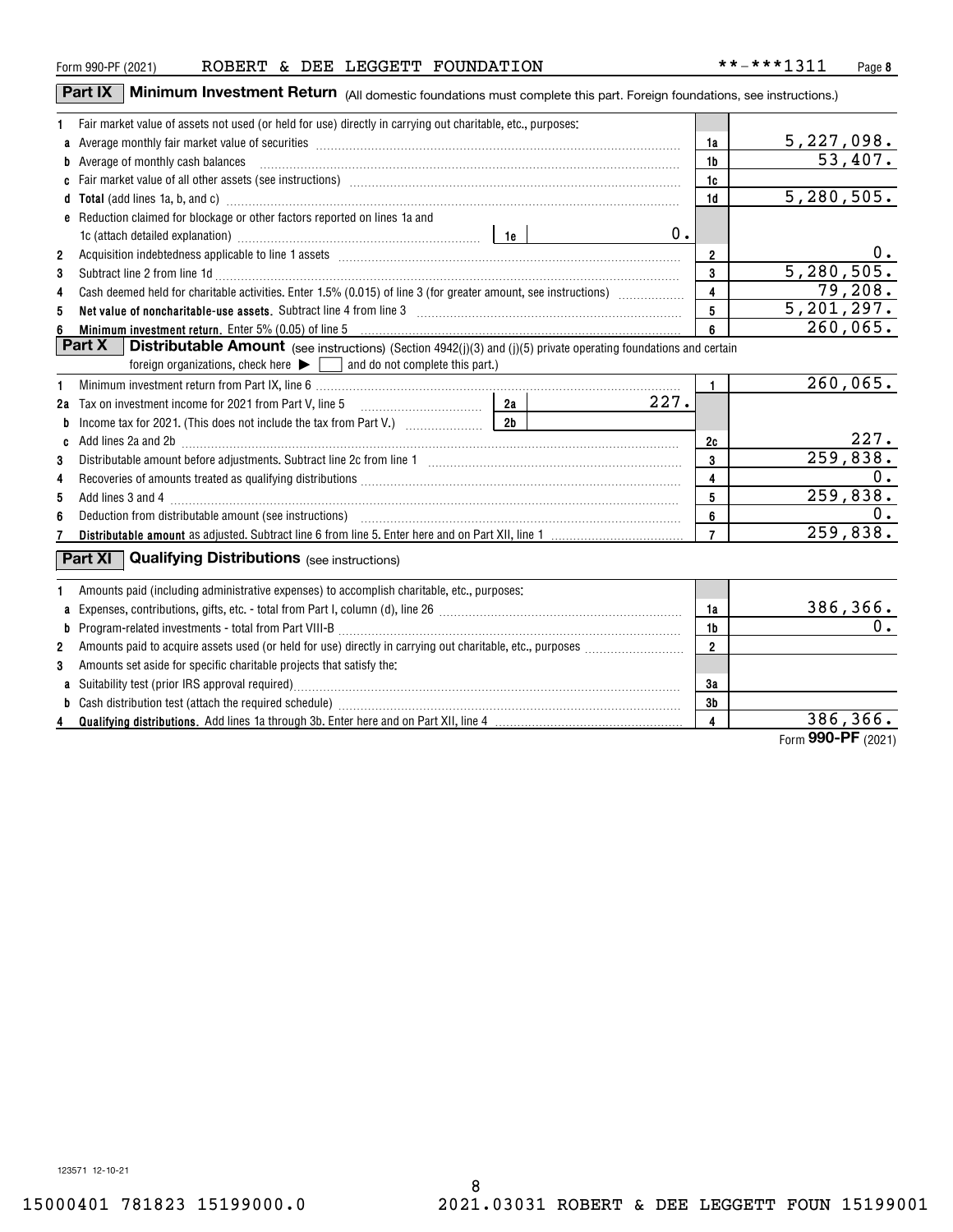Form 990-PF (2021) ROBERT & DEE LEGGETT FOUNDATION **-***1311

## Part IX Minimum Investment Return (All domestic foundations must complete this part. Foreign foundations, see instructions.)

| | | | |
|---|---|---|---|
| **1** | Fair market value of assets not used (or held for use) directly in carrying out charitable, etc., purposes: | | |
| **a** | Average monthly fair market value of securities | 1a | 5,227,098. |
| **b** | Average of monthly cash balances | 1b | 53,407. |
| **c** | Fair market value of all other assets (see instructions) | 1c | |
| **d** | **Total** (add lines 1a, b, and c) | 1d | 5,280,505. |
| **e** | Reduction claimed for blockage or other factors reported on lines 1a and 1c (attach detailed explanation) — 1e: 0. | | |
| **2** | Acquisition indebtedness applicable to line 1 assets | 2 | 0. |
| **3** | Subtract line 2 from line 1d | 3 | 5,280,505. |
| **4** | Cash deemed held for charitable activities. Enter 1.5% (0.015) of line 3 (for greater amount, see instructions) | 4 | 79,208. |
| **5** | **Net value of noncharitable-use assets.** Subtract line 4 from line 3 | 5 | 5,201,297. |
| **6** | **Minimum investment return.** Enter 5% (0.05) of line 5 | 6 | 260,065. |

## Part X Distributable Amount (see instructions) (Section 4942(j)(3) and (j)(5) private operating foundations and certain foreign organizations, check here ▶ ☐ and do not complete this part.)

| | | | |
|---|---|---|---|
| **1** | Minimum investment return from Part IX, line 6 | 1 | 260,065. |
| **2a** | Tax on investment income for 2021 from Part V, line 5 — 2a: 227. | | |
| **b** | Income tax for 2021. (This does not include the tax from Part V.) — 2b | | |
| **c** | Add lines 2a and 2b | 2c | 227. |
| **3** | Distributable amount before adjustments. Subtract line 2c from line 1 | 3 | 259,838. |
| **4** | Recoveries of amounts treated as qualifying distributions | 4 | 0. |
| **5** | Add lines 3 and 4 | 5 | 259,838. |
| **6** | Deduction from distributable amount (see instructions) | 6 | 0. |
| **7** | **Distributable amount** as adjusted. Subtract line 6 from line 5. Enter here and on Part XII, line 1 | 7 | 259,838. |

## Part XI Qualifying Distributions (see instructions)

| | | | |
|---|---|---|---|
| **1** | Amounts paid (including administrative expenses) to accomplish charitable, etc., purposes: | | |
| **a** | Expenses, contributions, gifts, etc. - total from Part I, column (d), line 26 | 1a | 386,366. |
| **b** | Program-related investments - total from Part VIII-B | 1b | 0. |
| **2** | Amounts paid to acquire assets used (or held for use) directly in carrying out charitable, etc., purposes | 2 | |
| **3** | Amounts set aside for specific charitable projects that satisfy the: | | |
| **a** | Suitability test (prior IRS approval required) | 3a | |
| **b** | Cash distribution test (attach the required schedule) | 3b | |
| **4** | **Qualifying distributions.** Add lines 1a through 3b. Enter here and on Part XII, line 4 | 4 | 386,366. |

Form **990-PF** (2021)

123571 12-10-21

15000401 781823 15199000.0 2021.03031 ROBERT & DEE LEGGETT FOUN 15199001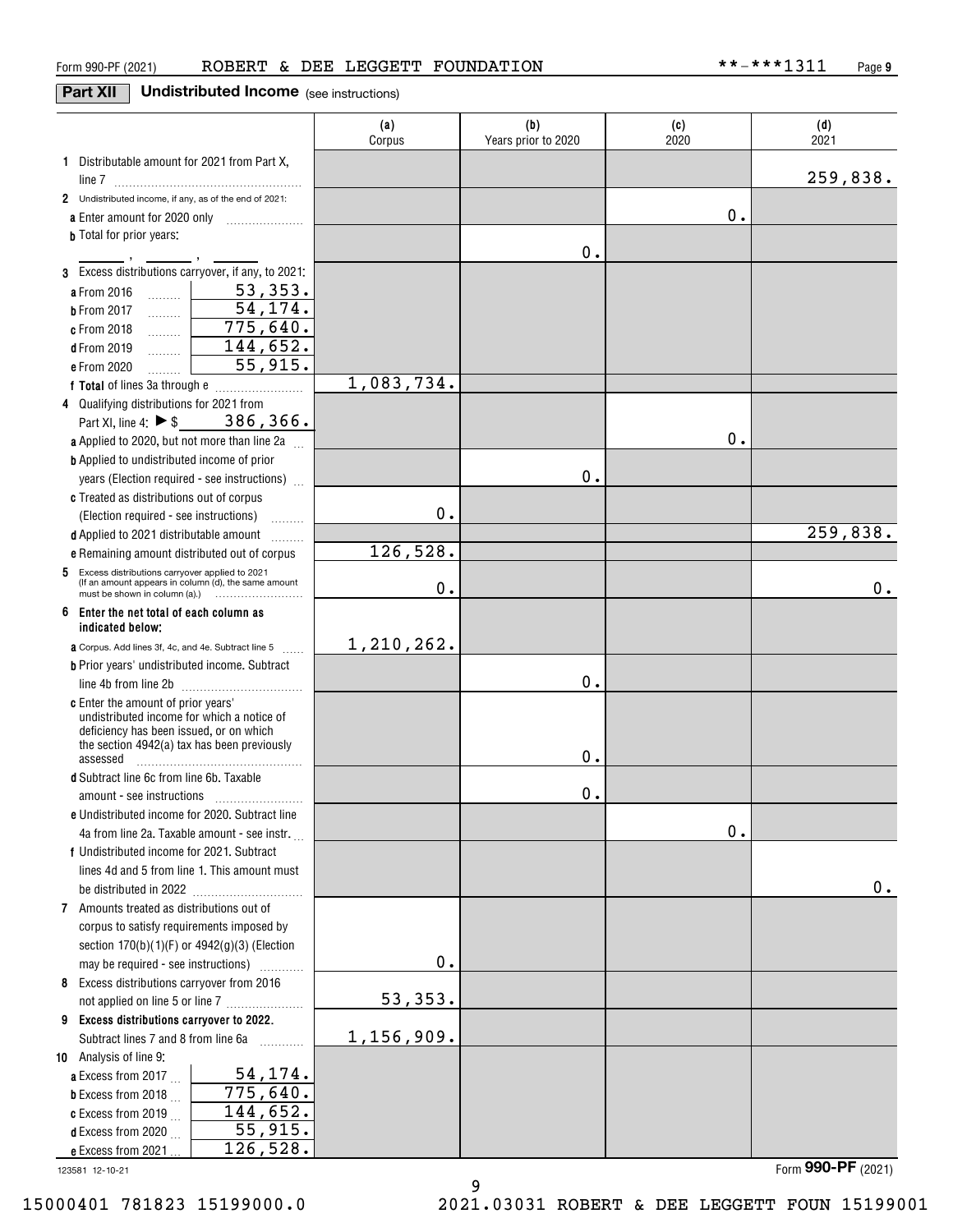Form 990-PF (2021) ROBERT & DEE LEGGETT FOUNDATION **-***1311

## Part XII Undistributed Income (see instructions)

| | (a) Corpus | (b) Years prior to 2020 | (c) 2020 | (d) 2021 |
|---|---|---|---|---|
| **1** Distributable amount for 2021 from Part X, line 7 | | | | 259,838. |
| **2** Undistributed income, if any, as of the end of 2021: | | | | |
| **a** Enter amount for 2020 only | | | 0. | |
| **b** Total for prior years: \_\_\_\_ , \_\_\_\_ , \_\_\_\_ | | 0. | | |
| **3** Excess distributions carryover, if any, to 2021: | | | | |
| **a** From 2016 ... 53,353. | | | | |
| **b** From 2017 ... 54,174. | | | | |
| **c** From 2018 ... 775,640. | | | | |
| **d** From 2019 ... 144,652. | | | | |
| **e** From 2020 ... 55,915. | | | | |
| **f Total** of lines 3a through e | 1,083,734. | | | |
| **4** Qualifying distributions for 2021 from Part XI, line 4: ▶ $ 386,366. | | | | |
| **a** Applied to 2020, but not more than line 2a | | | 0. | |
| **b** Applied to undistributed income of prior years (Election required - see instructions) | | 0. | | |
| **c** Treated as distributions out of corpus (Election required - see instructions) | 0. | | | |
| **d** Applied to 2021 distributable amount | | | | 259,838. |
| **e** Remaining amount distributed out of corpus | 126,528. | | | |
| **5** Excess distributions carryover applied to 2021 (If an amount appears in column (d), the same amount must be shown in column (a).) | 0. | | | 0. |
| **6 Enter the net total of each column as indicated below:** | | | | |
| **a** Corpus. Add lines 3f, 4c, and 4e. Subtract line 5 | 1,210,262. | | | |
| **b** Prior years' undistributed income. Subtract line 4b from line 2b | | 0. | | |
| **c** Enter the amount of prior years' undistributed income for which a notice of deficiency has been issued, or on which the section 4942(a) tax has been previously assessed | | 0. | | |
| **d** Subtract line 6c from line 6b. Taxable amount - see instructions | | 0. | | |
| **e** Undistributed income for 2020. Subtract line 4a from line 2a. Taxable amount - see instr. | | | 0. | |
| **f** Undistributed income for 2021. Subtract lines 4d and 5 from line 1. This amount must be distributed in 2022 | | | | 0. |
| **7** Amounts treated as distributions out of corpus to satisfy requirements imposed by section 170(b)(1)(F) or 4942(g)(3) (Election may be required - see instructions) | 0. | | | |
| **8** Excess distributions carryover from 2016 not applied on line 5 or line 7 | 53,353. | | | |
| **9 Excess distributions carryover to 2022.** Subtract lines 7 and 8 from line 6a | 1,156,909. | | | |
| **10** Analysis of line 9: | | | | |
| **a** Excess from 2017 ... 54,174. | | | | |
| **b** Excess from 2018 ... 775,640. | | | | |
| **c** Excess from 2019 ... 144,652. | | | | |
| **d** Excess from 2020 ... 55,915. | | | | |
| **e** Excess from 2021 ... 126,528. | | | | |

123581 12-10-21

Form **990-PF** (2021)

15000401 781823 15199000.0 2021.03031 ROBERT & DEE LEGGETT FOUN 15199001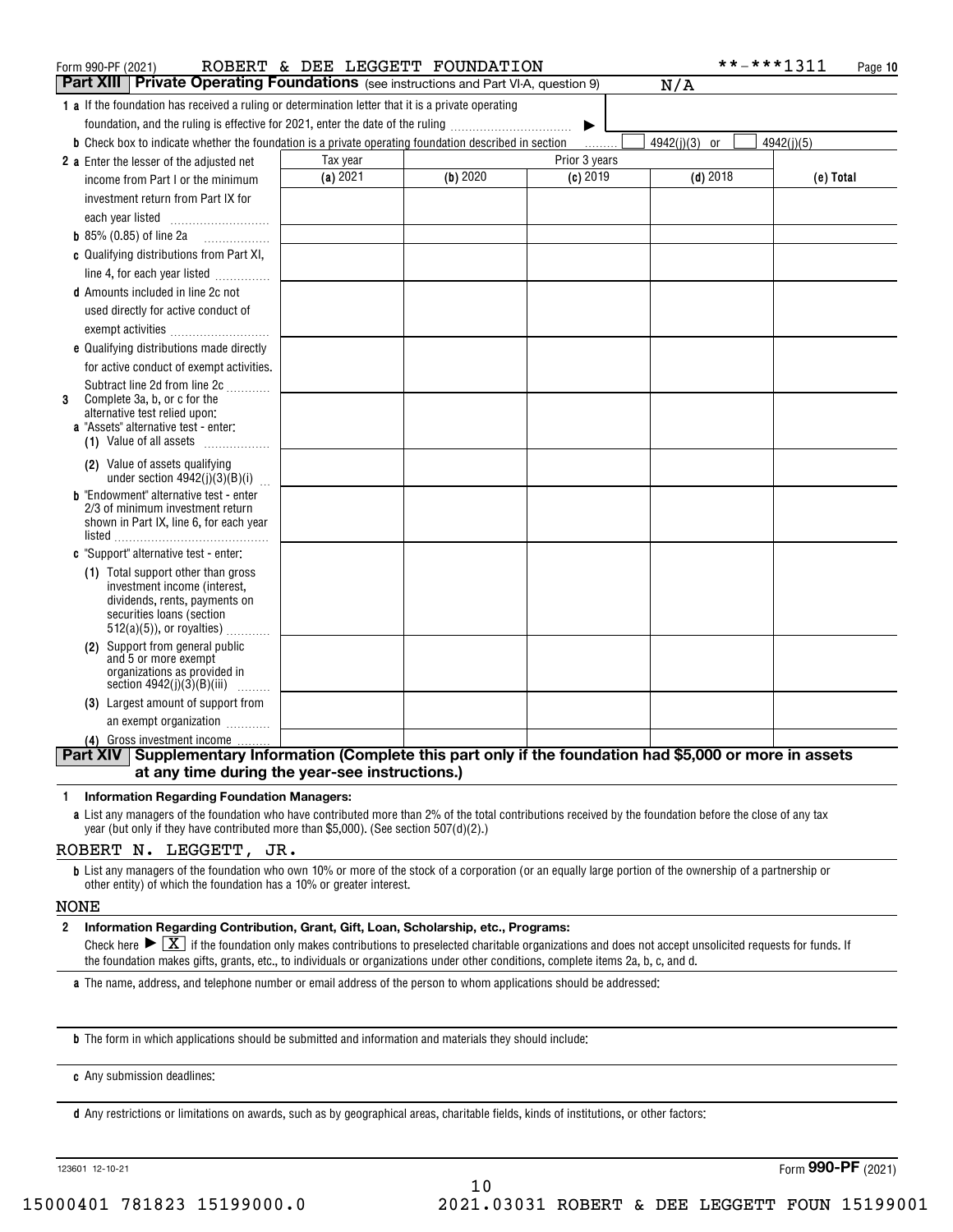Form 990-PF (2021) ROBERT & DEE LEGGETT FOUNDATION **-***1311

## Part XIII Private Operating Foundations (see instructions and Part VI-A, question 9) N/A

**1 a** If the foundation has received a ruling or determination letter that it is a private operating foundation, and the ruling is effective for 2021, enter the date of the ruling ▶

**b** Check box to indicate whether the foundation is a private operating foundation described in section ☐ 4942(j)(3) or ☐ 4942(j)(5)

| | Tax year | Prior 3 years | | | |
|---|---|---|---|---|---|
| | (a) 2021 | (b) 2020 | (c) 2019 | (d) 2018 | (e) Total |
| **2 a** Enter the lesser of the adjusted net income from Part I or the minimum investment return from Part IX for each year listed | | | | | |
| **b** 85% (0.85) of line 2a | | | | | |
| **c** Qualifying distributions from Part XI, line 4, for each year listed | | | | | |
| **d** Amounts included in line 2c not used directly for active conduct of exempt activities | | | | | |
| **e** Qualifying distributions made directly for active conduct of exempt activities. Subtract line 2d from line 2c | | | | | |
| **3** Complete 3a, b, or c for the alternative test relied upon: **a** "Assets" alternative test - enter: (1) Value of all assets | | | | | |
| (2) Value of assets qualifying under section 4942(j)(3)(B)(i) | | | | | |
| **b** "Endowment" alternative test - enter 2/3 of minimum investment return shown in Part IX, line 6, for each year listed | | | | | |
| **c** "Support" alternative test - enter: (1) Total support other than gross investment income (interest, dividends, rents, payments on securities loans (section 512(a)(5)), or royalties) | | | | | |
| (2) Support from general public and 5 or more exempt organizations as provided in section 4942(j)(3)(B)(iii) | | | | | |
| (3) Largest amount of support from an exempt organization | | | | | |
| (4) Gross investment income | | | | | |

## Part XIV Supplementary Information (Complete this part only if the foundation had $5,000 or more in assets at any time during the year-see instructions.)

**1 Information Regarding Foundation Managers:**

**a** List any managers of the foundation who have contributed more than 2% of the total contributions received by the foundation before the close of any tax year (but only if they have contributed more than $5,000). (See section 507(d)(2).)

ROBERT N. LEGGETT, JR.

**b** List any managers of the foundation who own 10% or more of the stock of a corporation (or an equally large portion of the ownership of a partnership or other entity) of which the foundation has a 10% or greater interest.

NONE

**2 Information Regarding Contribution, Grant, Gift, Loan, Scholarship, etc., Programs:**

Check here ▶ ☒ if the foundation only makes contributions to preselected charitable organizations and does not accept unsolicited requests for funds. If the foundation makes gifts, grants, etc., to individuals or organizations under other conditions, complete items 2a, b, c, and d.

**a** The name, address, and telephone number or email address of the person to whom applications should be addressed:

**b** The form in which applications should be submitted and information and materials they should include:

**c** Any submission deadlines:

**d** Any restrictions or limitations on awards, such as by geographical areas, charitable fields, kinds of institutions, or other factors:

123601 12-10-21 Form **990-PF** (2021)

15000401 781823 15199000.0 2021.03031 ROBERT & DEE LEGGETT FOUN 15199001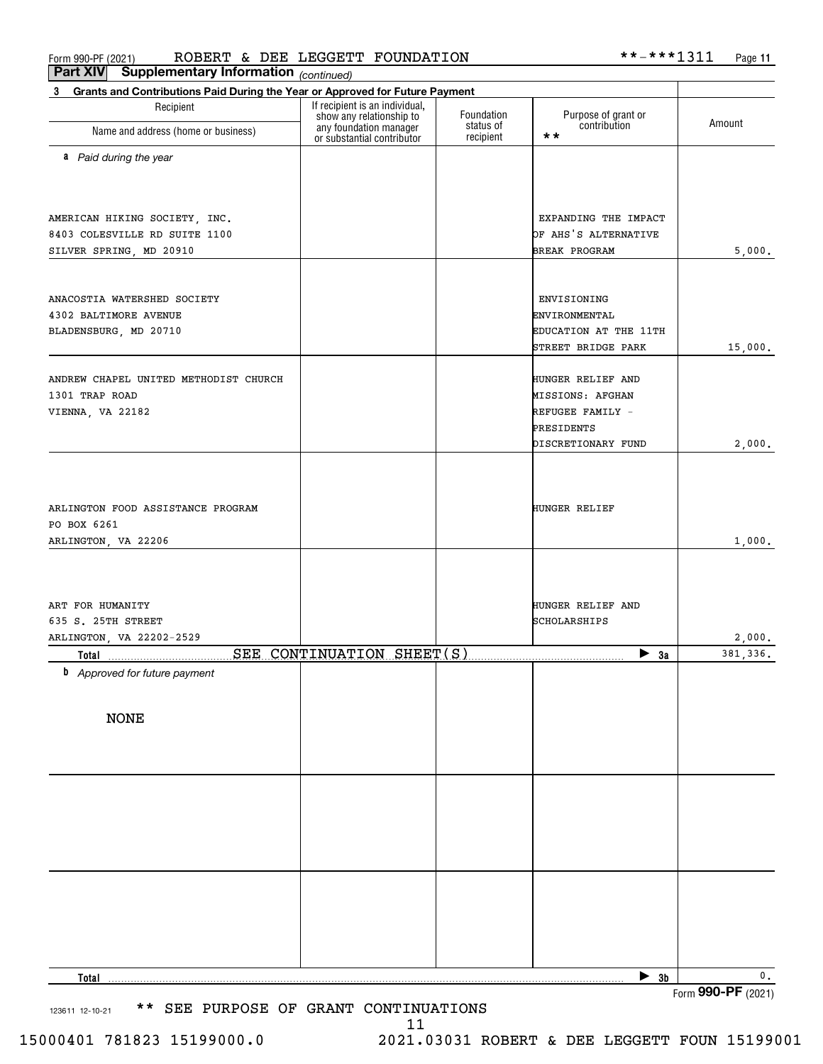Form 990-PF (2021) ROBERT & DEE LEGGETT FOUNDATION **-***1311

**Part XIV Supplementary Information** *(continued)*

**3 Grants and Contributions Paid During the Year or Approved for Future Payment**

| Recipient<br>Name and address (home or business) | If recipient is an individual, show any relationship to any foundation manager or substantial contributor | Foundation status of recipient | Purpose of grant or contribution ** | Amount |
|---|---|---|---|---|
| ***a** Paid during the year* | | | | |
| AMERICAN HIKING SOCIETY, INC.<br>8403 COLESVILLE RD SUITE 1100<br>SILVER SPRING, MD 20910 | | | EXPANDING THE IMPACT OF AHS'S ALTERNATIVE BREAK PROGRAM | 5,000. |
| ANACOSTIA WATERSHED SOCIETY<br>4302 BALTIMORE AVENUE<br>BLADENSBURG, MD 20710 | | | ENVISIONING ENVIRONMENTAL EDUCATION AT THE 11TH STREET BRIDGE PARK | 15,000. |
| ANDREW CHAPEL UNITED METHODIST CHURCH<br>1301 TRAP ROAD<br>VIENNA, VA 22182 | | | HUNGER RELIEF AND MISSIONS: AFGHAN REFUGEE FAMILY - PRESIDENTS DISCRETIONARY FUND | 2,000. |
| ARLINGTON FOOD ASSISTANCE PROGRAM<br>PO BOX 6261<br>ARLINGTON, VA 22206 | | | HUNGER RELIEF | 1,000. |
| ART FOR HUMANITY<br>635 S. 25TH STREET<br>ARLINGTON, VA 22202-2529 | | | HUNGER RELIEF AND SCHOLARSHIPS | 2,000. |
| **Total** SEE CONTINUATION SHEET(S) | | | ▶ **3a** | 381,336. |
| ***b** Approved for future payment* | | | | |
| NONE | | | | |
| **Total** | | | ▶ **3b** | 0. |

Form **990-PF** (2021)

123611 12-10-21 ** SEE PURPOSE OF GRANT CONTINUATIONS

15000401 781823 15199000.0 2021.03031 ROBERT & DEE LEGGETT FOUN 15199001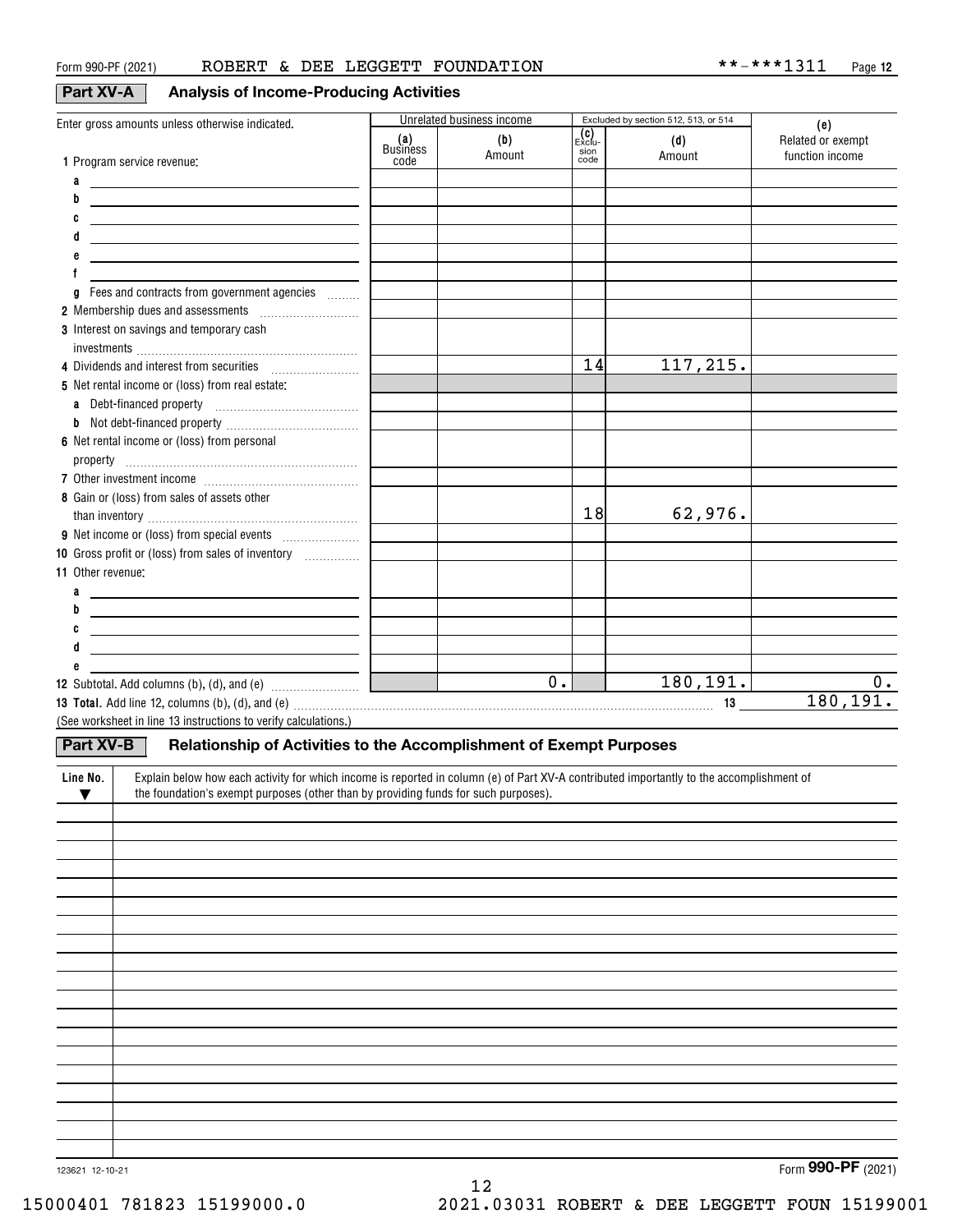Form 990-PF (2021) ROBERT & DEE LEGGETT FOUNDATION **-***1311 Page 12

## Part XV-A Analysis of Income-Producing Activities

| Enter gross amounts unless otherwise indicated. | Unrelated business income | | Excluded by section 512, 513, or 514 | | (e) Related or exempt function income |
|---|---|---|---|---|---|
| | (a) Business code | (b) Amount | (c) Exclusion code | (d) Amount | |
| 1 Program service revenue: | | | | | |
| a | | | | | |
| b | | | | | |
| c | | | | | |
| d | | | | | |
| e | | | | | |
| f | | | | | |
| g Fees and contracts from government agencies | | | | | |
| 2 Membership dues and assessments | | | | | |
| 3 Interest on savings and temporary cash investments | | | | | |
| 4 Dividends and interest from securities | | | 14 | 117,215. | |
| 5 Net rental income or (loss) from real estate: | | | | | |
| a Debt-financed property | | | | | |
| b Not debt-financed property | | | | | |
| 6 Net rental income or (loss) from personal property | | | | | |
| 7 Other investment income | | | | | |
| 8 Gain or (loss) from sales of assets other than inventory | | | 18 | 62,976. | |
| 9 Net income or (loss) from special events | | | | | |
| 10 Gross profit or (loss) from sales of inventory | | | | | |
| 11 Other revenue: | | | | | |
| a | | | | | |
| b | | | | | |
| c | | | | | |
| d | | | | | |
| e | | | | | |
| 12 Subtotal. Add columns (b), (d), and (e) | | 0. | | 180,191. | 0. |

**13 Total.** Add line 12, columns (b), (d), and (e) ..... 13 180,191.

(See worksheet in line 13 instructions to verify calculations.)

## Part XV-B Relationship of Activities to the Accomplishment of Exempt Purposes

| Line No. ▼ | Explain below how each activity for which income is reported in column (e) of Part XV-A contributed importantly to the accomplishment of the foundation's exempt purposes (other than by providing funds for such purposes). |
|---|---|
| | |

123621 12-10-21

Form **990-PF** (2021)

15000401 781823 15199000.0 2021.03031 ROBERT & DEE LEGGETT FOUN 15199001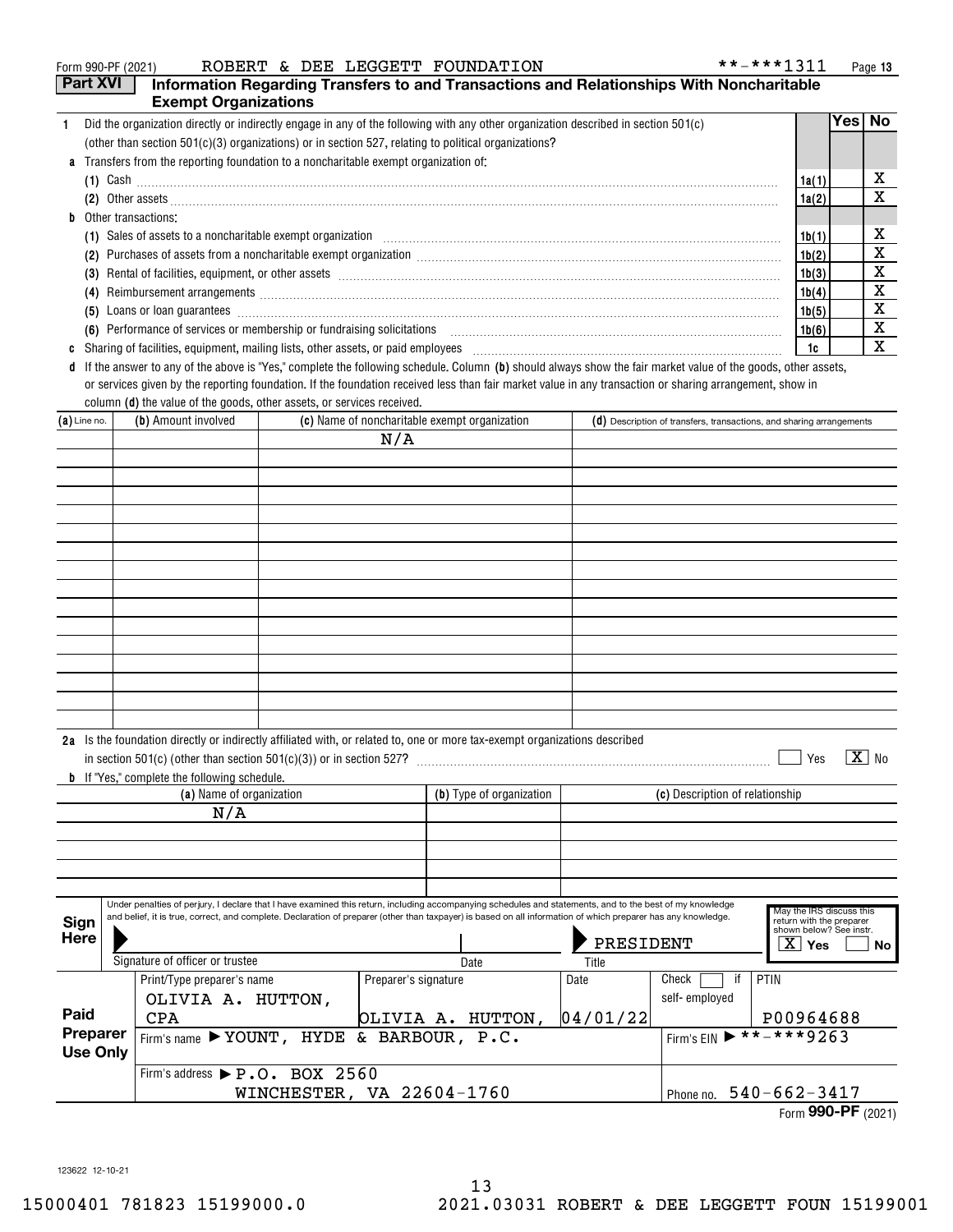Form 990-PF (2021) ROBERT & DEE LEGGETT FOUNDATION **-***1311

## Part XVI Information Regarding Transfers to and Transactions and Relationships With Noncharitable Exempt Organizations

| | | | Yes | No |
|---|---|---|---|---|
| **1** | Did the organization directly or indirectly engage in any of the following with any other organization described in section 501(c) (other than section 501(c)(3) organizations) or in section 527, relating to political organizations? | | | |
| **a** | Transfers from the reporting foundation to a noncharitable exempt organization of: | | | |
| | (1) Cash | 1a(1) | | X |
| | (2) Other assets | 1a(2) | | X |
| **b** | Other transactions: | | | |
| | (1) Sales of assets to a noncharitable exempt organization | 1b(1) | | X |
| | (2) Purchases of assets from a noncharitable exempt organization | 1b(2) | | X |
| | (3) Rental of facilities, equipment, or other assets | 1b(3) | | X |
| | (4) Reimbursement arrangements | 1b(4) | | X |
| | (5) Loans or loan guarantees | 1b(5) | | X |
| | (6) Performance of services or membership or fundraising solicitations | 1b(6) | | X |
| **c** | Sharing of facilities, equipment, mailing lists, other assets, or paid employees | 1c | | X |

**d** If the answer to any of the above is "Yes," complete the following schedule. Column **(b)** should always show the fair market value of the goods, other assets, or services given by the reporting foundation. If the foundation received less than fair market value in any transaction or sharing arrangement, show in column **(d)** the value of the goods, other assets, or services received.

| (a) Line no. | (b) Amount involved | (c) Name of noncharitable exempt organization | (d) Description of transfers, transactions, and sharing arrangements |
|---|---|---|---|
| | | N/A | |

**2a** Is the foundation directly or indirectly affiliated with, or related to, one or more tax-exempt organizations described in section 501(c) (other than section 501(c)(3)) or in section 527? ☐ Yes ☒ No

**b** If "Yes," complete the following schedule.

| (a) Name of organization | (b) Type of organization | (c) Description of relationship |
|---|---|---|
| N/A | | |

**Sign Here**

Under penalties of perjury, I declare that I have examined this return, including accompanying schedules and statements, and to the best of my knowledge and belief, it is true, correct, and complete. Declaration of preparer (other than taxpayer) is based on all information of which preparer has any knowledge.

| Signature of officer or trustee | Date | Title: PRESIDENT | May the IRS discuss this return with the preparer shown below? See instr. ☒ Yes ☐ No |
|---|---|---|---|

**Paid Preparer Use Only**

| Print/Type preparer's name | Preparer's signature | Date | Check ☐ if self-employed | PTIN |
|---|---|---|---|---|
| OLIVIA A. HUTTON, CPA | OLIVIA A. HUTTON, | 04/01/22 | | P00964688 |
| Firm's name ▶ YOUNT, HYDE & BARBOUR, P.C. | | | Firm's EIN ▶ **-***9263 | |
| Firm's address ▶ P.O. BOX 2560 WINCHESTER, VA 22604-1760 | | | Phone no. 540-662-3417 | |

Form **990-PF** (2021)

123622 12-10-21

15000401 781823 15199000.0 2021.03031 ROBERT & DEE LEGGETT FOUN 15199001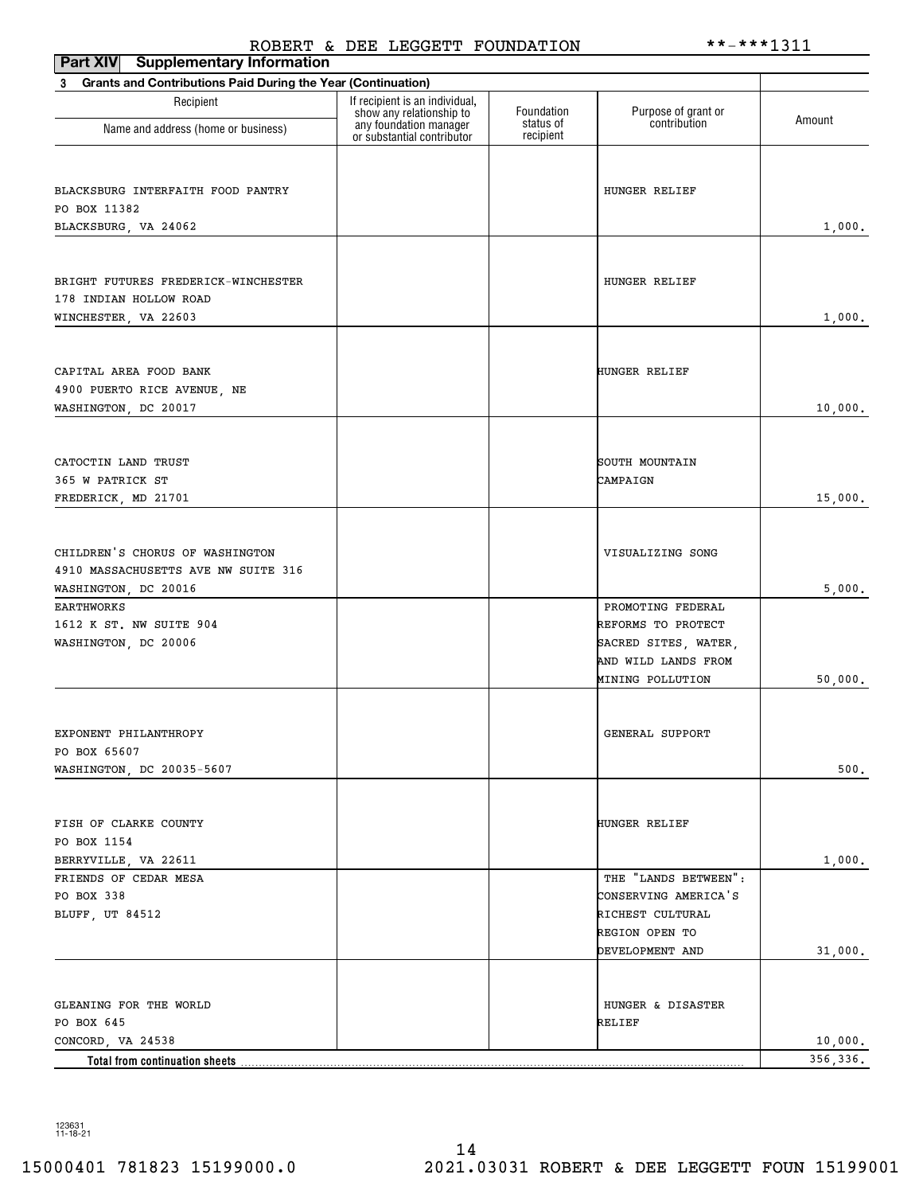ROBERT & DEE LEGGETT FOUNDATION **-***1311

## Part XIV Supplementary Information

### 3 Grants and Contributions Paid During the Year (Continuation)

| Recipient<br>Name and address (home or business) | If recipient is an individual, show any relationship to any foundation manager or substantial contributor | Foundation status of recipient | Purpose of grant or contribution | Amount |
|---|---|---|---|---|
| BLACKSBURG INTERFAITH FOOD PANTRY<br>PO BOX 11382<br>BLACKSBURG, VA 24062 | | | HUNGER RELIEF | 1,000. |
| BRIGHT FUTURES FREDERICK-WINCHESTER<br>178 INDIAN HOLLOW ROAD<br>WINCHESTER, VA 22603 | | | HUNGER RELIEF | 1,000. |
| CAPITAL AREA FOOD BANK<br>4900 PUERTO RICE AVENUE, NE<br>WASHINGTON, DC 20017 | | | HUNGER RELIEF | 10,000. |
| CATOCTIN LAND TRUST<br>365 W PATRICK ST<br>FREDERICK, MD 21701 | | | SOUTH MOUNTAIN CAMPAIGN | 15,000. |
| CHILDREN'S CHORUS OF WASHINGTON<br>4910 MASSACHUSETTS AVE NW SUITE 316<br>WASHINGTON, DC 20016 | | | VISUALIZING SONG | 5,000. |
| EARTHWORKS<br>1612 K ST. NW SUITE 904<br>WASHINGTON, DC 20006 | | | PROMOTING FEDERAL REFORMS TO PROTECT SACRED SITES, WATER, AND WILD LANDS FROM MINING POLLUTION | 50,000. |
| EXPONENT PHILANTHROPY<br>PO BOX 65607<br>WASHINGTON, DC 20035-5607 | | | GENERAL SUPPORT | 500. |
| FISH OF CLARKE COUNTY<br>PO BOX 1154<br>BERRYVILLE, VA 22611 | | | HUNGER RELIEF | 1,000. |
| FRIENDS OF CEDAR MESA<br>PO BOX 338<br>BLUFF, UT 84512 | | | THE "LANDS BETWEEN": CONSERVING AMERICA'S RICHEST CULTURAL REGION OPEN TO DEVELOPMENT AND | 31,000. |
| GLEANING FOR THE WORLD<br>PO BOX 645<br>CONCORD, VA 24538 | | | HUNGER & DISASTER RELIEF | 10,000. |
| **Total from continuation sheets** | | | | 356,336. |

123631 11-18-21

15000401 781823 15199000.0 2021.03031 ROBERT & DEE LEGGETT FOUN 15199001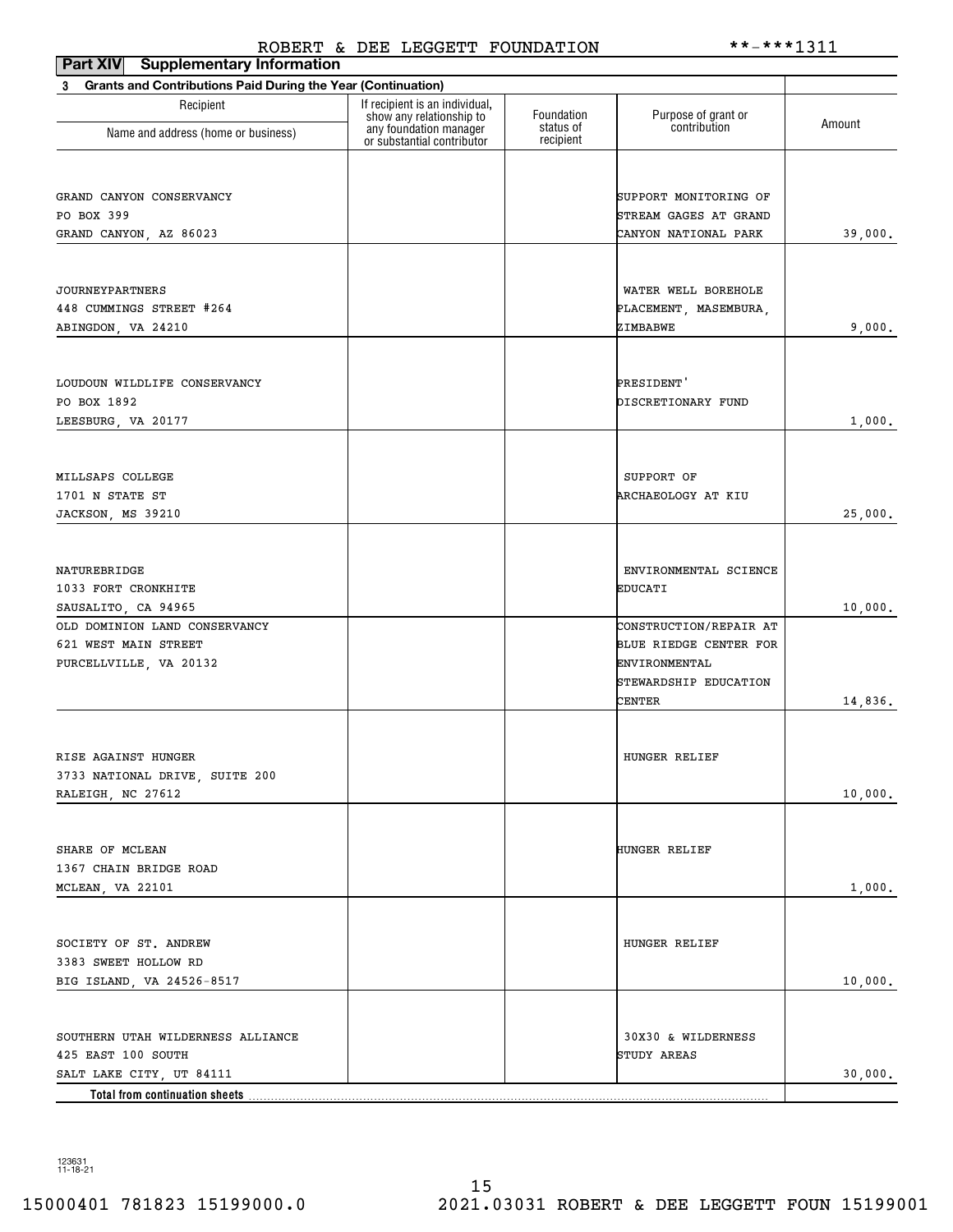ROBERT & DEE LEGGETT FOUNDATION **-***1311

**Part XIV Supplementary Information**

**3 Grants and Contributions Paid During the Year (Continuation)**

| Recipient<br>Name and address (home or business) | If recipient is an individual, show any relationship to any foundation manager or substantial contributor | Foundation status of recipient | Purpose of grant or contribution | Amount |
|---|---|---|---|---|
| GRAND CANYON CONSERVANCY<br>PO BOX 399<br>GRAND CANYON, AZ 86023 | | | SUPPORT MONITORING OF STREAM GAGES AT GRAND CANYON NATIONAL PARK | 39,000. |
| JOURNEYPARTNERS<br>448 CUMMINGS STREET #264<br>ABINGDON, VA 24210 | | | WATER WELL BOREHOLE PLACEMENT, MASEMBURA, ZIMBABWE | 9,000. |
| LOUDOUN WILDLIFE CONSERVANCY<br>PO BOX 1892<br>LEESBURG, VA 20177 | | | PRESIDENT' DISCRETIONARY FUND | 1,000. |
| MILLSAPS COLLEGE<br>1701 N STATE ST<br>JACKSON, MS 39210 | | | SUPPORT OF ARCHAEOLOGY AT KIU | 25,000. |
| NATUREBRIDGE<br>1033 FORT CRONKHITE<br>SAUSALITO, CA 94965 | | | ENVIRONMENTAL SCIENCE EDUCATI | 10,000. |
| OLD DOMINION LAND CONSERVANCY<br>621 WEST MAIN STREET<br>PURCELLVILLE, VA 20132 | | | CONSTRUCTION/REPAIR AT BLUE RIEDGE CENTER FOR ENVIRONMENTAL STEWARDSHIP EDUCATION CENTER | 14,836. |
| RISE AGAINST HUNGER<br>3733 NATIONAL DRIVE, SUITE 200<br>RALEIGH, NC 27612 | | | HUNGER RELIEF | 10,000. |
| SHARE OF MCLEAN<br>1367 CHAIN BRIDGE ROAD<br>MCLEAN, VA 22101 | | | HUNGER RELIEF | 1,000. |
| SOCIETY OF ST. ANDREW<br>3383 SWEET HOLLOW RD<br>BIG ISLAND, VA 24526-8517 | | | HUNGER RELIEF | 10,000. |
| SOUTHERN UTAH WILDERNESS ALLIANCE<br>425 EAST 100 SOUTH<br>SALT LAKE CITY, UT 84111 | | | 30X30 & WILDERNESS STUDY AREAS | 30,000. |
| **Total from continuation sheets** | | | | |

123631 11-18-21

15000401 781823 15199000.0 2021.03031 ROBERT & DEE LEGGETT FOUN 15199001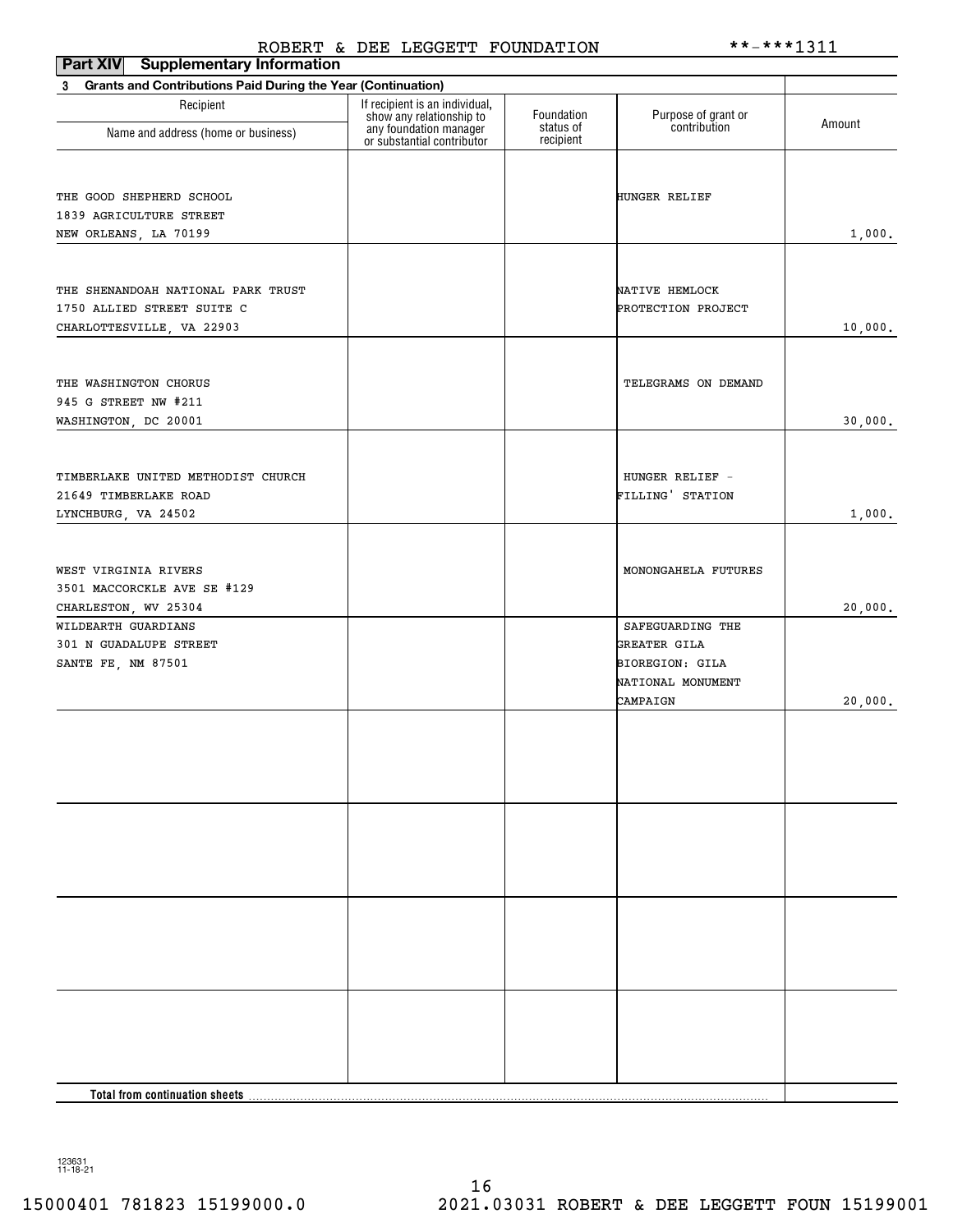ROBERT & DEE LEGGETT FOUNDATION **-***1311

**Part XIV Supplementary Information**

**3 Grants and Contributions Paid During the Year (Continuation)**

| Recipient Name and address (home or business) | If recipient is an individual, show any relationship to any foundation manager or substantial contributor | Foundation status of recipient | Purpose of grant or contribution | Amount |
|---|---|---|---|---|
| THE GOOD SHEPHERD SCHOOL<br>1839 AGRICULTURE STREET<br>NEW ORLEANS, LA 70199 | | | HUNGER RELIEF | 1,000. |
| THE SHENANDOAH NATIONAL PARK TRUST<br>1750 ALLIED STREET SUITE C<br>CHARLOTTESVILLE, VA 22903 | | | NATIVE HEMLOCK PROTECTION PROJECT | 10,000. |
| THE WASHINGTON CHORUS<br>945 G STREET NW #211<br>WASHINGTON, DC 20001 | | | TELEGRAMS ON DEMAND | 30,000. |
| TIMBERLAKE UNITED METHODIST CHURCH<br>21649 TIMBERLAKE ROAD<br>LYNCHBURG, VA 24502 | | | HUNGER RELIEF - FILLING' STATION | 1,000. |
| WEST VIRGINIA RIVERS<br>3501 MACCORCKLE AVE SE #129<br>CHARLESTON, WV 25304 | | | MONONGAHELA FUTURES | 20,000. |
| WILDEARTH GUARDIANS<br>301 N GUADALUPE STREET<br>SANTE FE, NM 87501 | | | SAFEGUARDING THE GREATER GILA BIOREGION: GILA NATIONAL MONUMENT CAMPAIGN | 20,000. |
| | | | | |
| | | | | |
| | | | | |
| | | | | |
| **Total from continuation sheets** | | | | |

123631
11-18-21

15000401 781823 15199000.0 2021.03031 ROBERT & DEE LEGGETT FOUN 15199001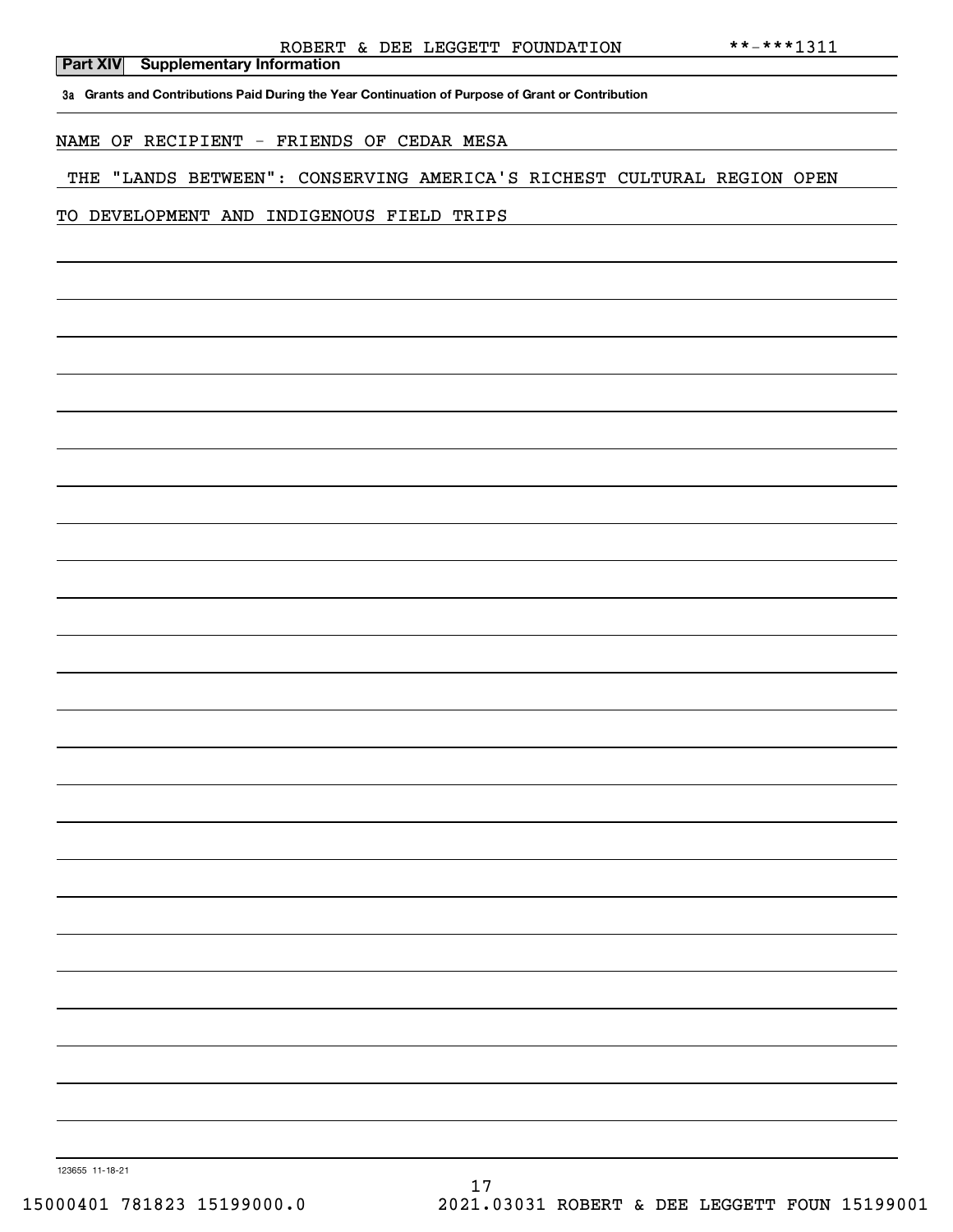ROBERT & DEE LEGGETT FOUNDATION **-***1311

## Part XIV Supplementary Information

**3a Grants and Contributions Paid During the Year Continuation of Purpose of Grant or Contribution**

NAME OF RECIPIENT - FRIENDS OF CEDAR MESA

THE "LANDS BETWEEN": CONSERVING AMERICA'S RICHEST CULTURAL REGION OPEN TO DEVELOPMENT AND INDIGENOUS FIELD TRIPS

123655 11-18-21

15000401 781823 15199000.0 2021.03031 ROBERT & DEE LEGGETT FOUN 15199001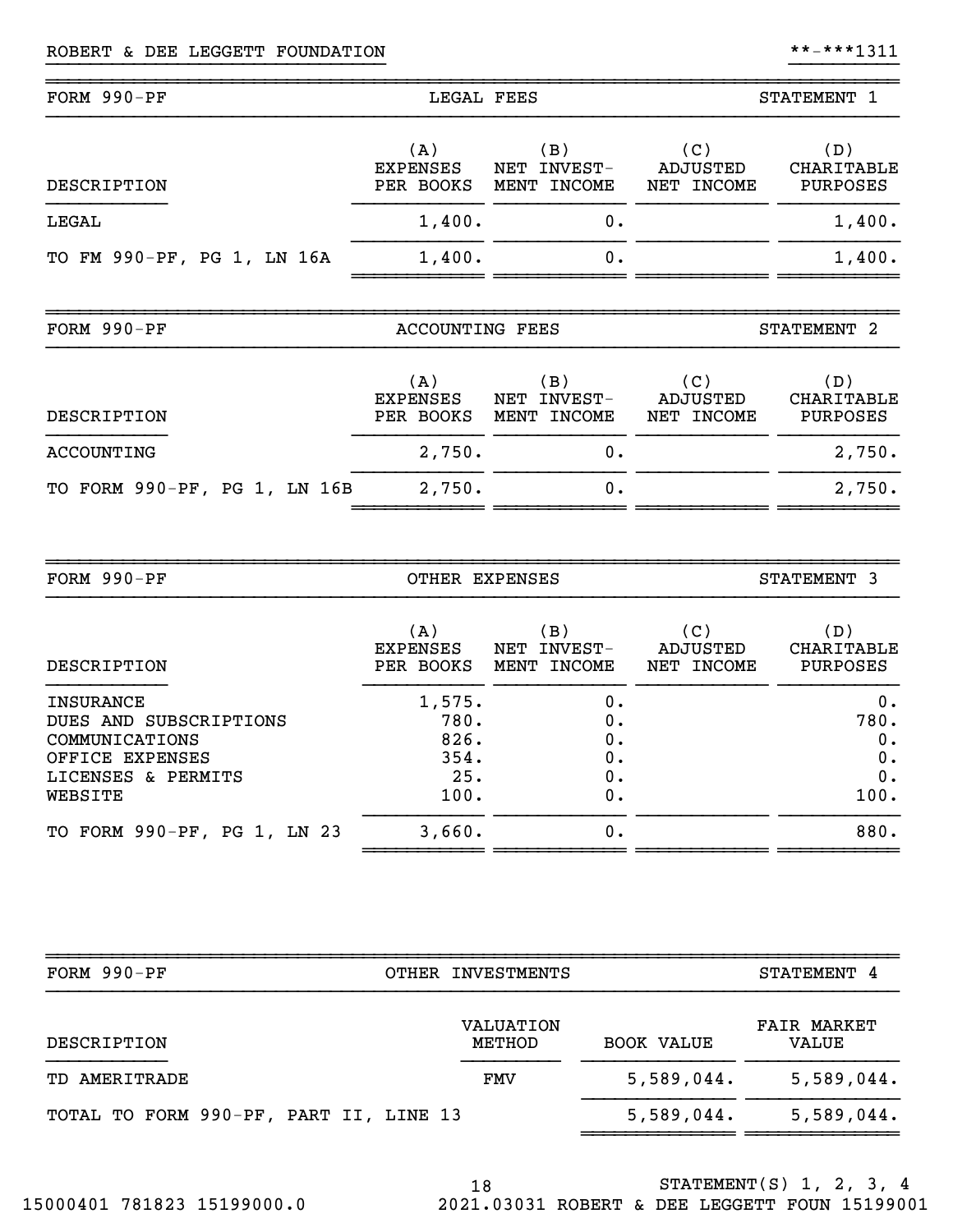ROBERT & DEE LEGGETT FOUNDATION **-***1311

## FORM 990-PF LEGAL FEES STATEMENT 1

| DESCRIPTION | (A) EXPENSES PER BOOKS | (B) NET INVEST-MENT INCOME | (C) ADJUSTED NET INCOME | (D) CHARITABLE PURPOSES |
|---|---|---|---|---|
| LEGAL | 1,400. | 0. | | 1,400. |
| TO FM 990-PF, PG 1, LN 16A | 1,400. | 0. | | 1,400. |

## FORM 990-PF ACCOUNTING FEES STATEMENT 2

| DESCRIPTION | (A) EXPENSES PER BOOKS | (B) NET INVEST-MENT INCOME | (C) ADJUSTED NET INCOME | (D) CHARITABLE PURPOSES |
|---|---|---|---|---|
| ACCOUNTING | 2,750. | 0. | | 2,750. |
| TO FORM 990-PF, PG 1, LN 16B | 2,750. | 0. | | 2,750. |

## FORM 990-PF OTHER EXPENSES STATEMENT 3

| DESCRIPTION | (A) EXPENSES PER BOOKS | (B) NET INVEST-MENT INCOME | (C) ADJUSTED NET INCOME | (D) CHARITABLE PURPOSES |
|---|---|---|---|---|
| INSURANCE | 1,575. | 0. | | 0. |
| DUES AND SUBSCRIPTIONS | 780. | 0. | | 780. |
| COMMUNICATIONS | 826. | 0. | | 0. |
| OFFICE EXPENSES | 354. | 0. | | 0. |
| LICENSES & PERMITS | 25. | 0. | | 0. |
| WEBSITE | 100. | 0. | | 100. |
| TO FORM 990-PF, PG 1, LN 23 | 3,660. | 0. | | 880. |

## FORM 990-PF OTHER INVESTMENTS STATEMENT 4

| DESCRIPTION | VALUATION METHOD | BOOK VALUE | FAIR MARKET VALUE |
|---|---|---|---|
| TD AMERITRADE | FMV | 5,589,044. | 5,589,044. |
| TOTAL TO FORM 990-PF, PART II, LINE 13 | | 5,589,044. | 5,589,044. |

STATEMENT(S) 1, 2, 3, 4

15000401 781823 15199000.0 2021.03031 ROBERT & DEE LEGGETT FOUN 15199001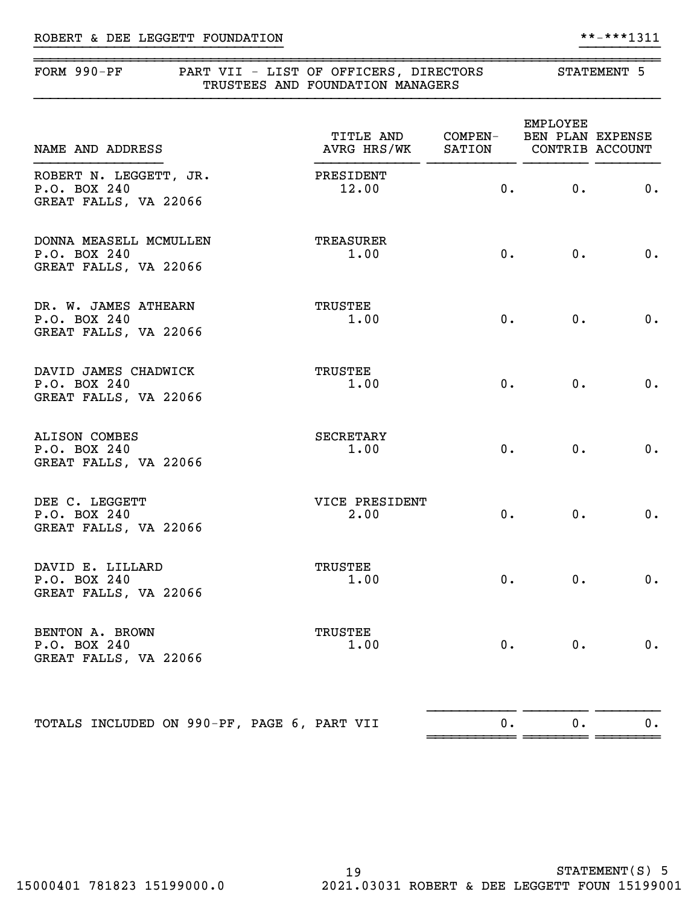ROBERT & DEE LEGGETT FOUNDATION **-***1311

## FORM 990-PF PART VII - LIST OF OFFICERS, DIRECTORS TRUSTEES AND FOUNDATION MANAGERS STATEMENT 5

| NAME AND ADDRESS | TITLE AND AVRG HRS/WK | COMPEN-SATION | EMPLOYEE BEN PLAN CONTRIB | EXPENSE ACCOUNT |
|---|---|---|---|---|
| ROBERT N. LEGGETT, JR.<br>P.O. BOX 240<br>GREAT FALLS, VA 22066 | PRESIDENT<br>12.00 | 0. | 0. | 0. |
| DONNA MEASELL MCMULLEN<br>P.O. BOX 240<br>GREAT FALLS, VA 22066 | TREASURER<br>1.00 | 0. | 0. | 0. |
| DR. W. JAMES ATHEARN<br>P.O. BOX 240<br>GREAT FALLS, VA 22066 | TRUSTEE<br>1.00 | 0. | 0. | 0. |
| DAVID JAMES CHADWICK<br>P.O. BOX 240<br>GREAT FALLS, VA 22066 | TRUSTEE<br>1.00 | 0. | 0. | 0. |
| ALISON COMBES<br>P.O. BOX 240<br>GREAT FALLS, VA 22066 | SECRETARY<br>1.00 | 0. | 0. | 0. |
| DEE C. LEGGETT<br>P.O. BOX 240<br>GREAT FALLS, VA 22066 | VICE PRESIDENT<br>2.00 | 0. | 0. | 0. |
| DAVID E. LILLARD<br>P.O. BOX 240<br>GREAT FALLS, VA 22066 | TRUSTEE<br>1.00 | 0. | 0. | 0. |
| BENTON A. BROWN<br>P.O. BOX 240<br>GREAT FALLS, VA 22066 | TRUSTEE<br>1.00 | 0. | 0. | 0. |
| TOTALS INCLUDED ON 990-PF, PAGE 6, PART VII | | 0. | 0. | 0. |

STATEMENT(S) 5

15000401 781823 15199000.0 2021.03031 ROBERT & DEE LEGGETT FOUN 15199001